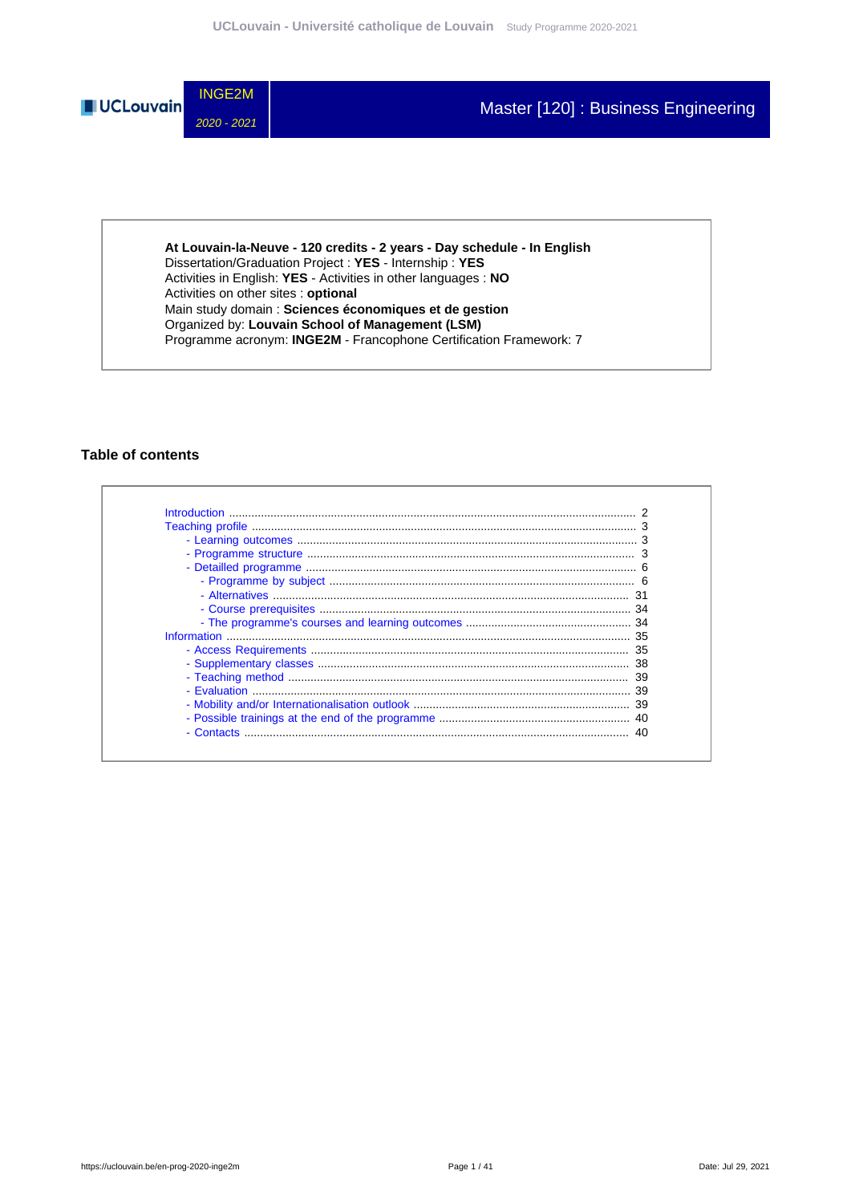# Master [120] : Business Engineering

INGE2M

*2020 - 2021*

**At Louvain-la-Neuve - 120 credits - 2 years - Day schedule - In English**
Dissertation/Graduation Project : **YES** - Internship : **YES**
Activities in English: **YES** - Activities in other languages : **NO**
Activities on other sites : **optional**
Main study domain : **Sciences économiques et de gestion**
Organized by: **Louvain School of Management (LSM)**
Programme acronym: **INGE2M** - Francophone Certification Framework: 7

## Table of contents

- Introduction ........ 2
- Teaching profile ........ 3
  - Learning outcomes ........ 3
  - Programme structure ........ 3
  - Detailled programme ........ 6
    - Programme by subject ........ 6
    - Alternatives ........ 31
    - Course prerequisites ........ 34
    - The programme's courses and learning outcomes ........ 34
- Information ........ 35
  - Access Requirements ........ 35
  - Supplementary classes ........ 38
  - Teaching method ........ 39
  - Evaluation ........ 39
  - Mobility and/or Internationalisation outlook ........ 39
  - Possible trainings at the end of the programme ........ 40
  - Contacts ........ 40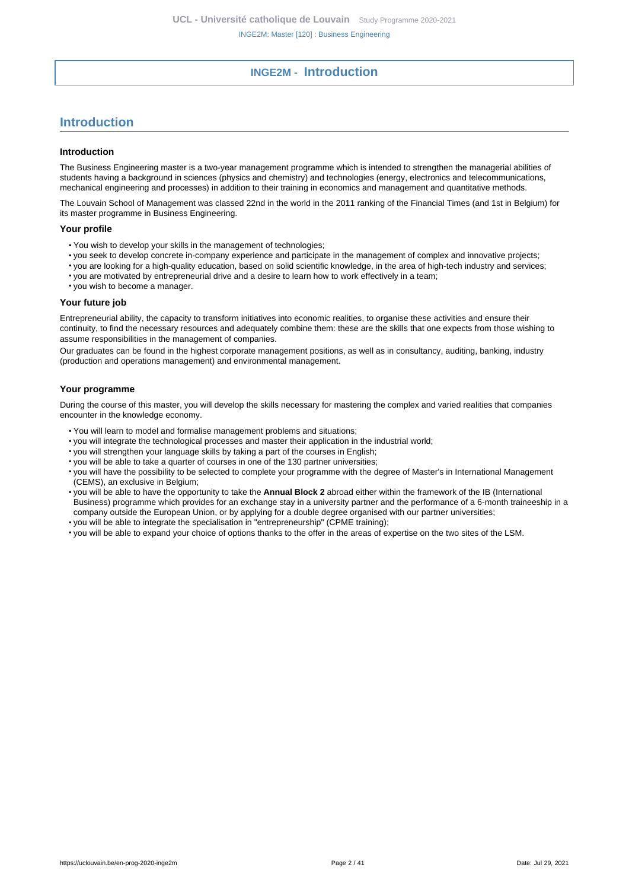# INGE2M - Introduction

## Introduction

### Introduction

The Business Engineering master is a two-year management programme which is intended to strengthen the managerial abilities of students having a background in sciences (physics and chemistry) and technologies (energy, electronics and telecommunications, mechanical engineering and processes) in addition to their training in economics and management and quantitative methods.

The Louvain School of Management was classed 22nd in the world in the 2011 ranking of the Financial Times (and 1st in Belgium) for its master programme in Business Engineering.

### Your profile

- You wish to develop your skills in the management of technologies;
- you seek to develop concrete in-company experience and participate in the management of complex and innovative projects;
- you are looking for a high-quality education, based on solid scientific knowledge, in the area of high-tech industry and services;
- you are motivated by entrepreneurial drive and a desire to learn how to work effectively in a team;
- you wish to become a manager.

### Your future job

Entrepreneurial ability, the capacity to transform initiatives into economic realities, to organise these activities and ensure their continuity, to find the necessary resources and adequately combine them: these are the skills that one expects from those wishing to assume responsibilities in the management of companies.

Our graduates can be found in the highest corporate management positions, as well as in consultancy, auditing, banking, industry (production and operations management) and environmental management.

### Your programme

During the course of this master, you will develop the skills necessary for mastering the complex and varied realities that companies encounter in the knowledge economy.

- You will learn to model and formalise management problems and situations;
- you will integrate the technological processes and master their application in the industrial world;
- you will strengthen your language skills by taking a part of the courses in English;
- you will be able to take a quarter of courses in one of the 130 partner universities;
- you will have the possibility to be selected to complete your programme with the degree of Master's in International Management (CEMS), an exclusive in Belgium;
- you will be able to have the opportunity to take the **Annual Block 2** abroad either within the framework of the IB (International Business) programme which provides for an exchange stay in a university partner and the performance of a 6-month traineeship in a company outside the European Union, or by applying for a double degree organised with our partner universities;
- you will be able to integrate the specialisation in "entrepreneurship" (CPME training);
- you will be able to expand your choice of options thanks to the offer in the areas of expertise on the two sites of the LSM.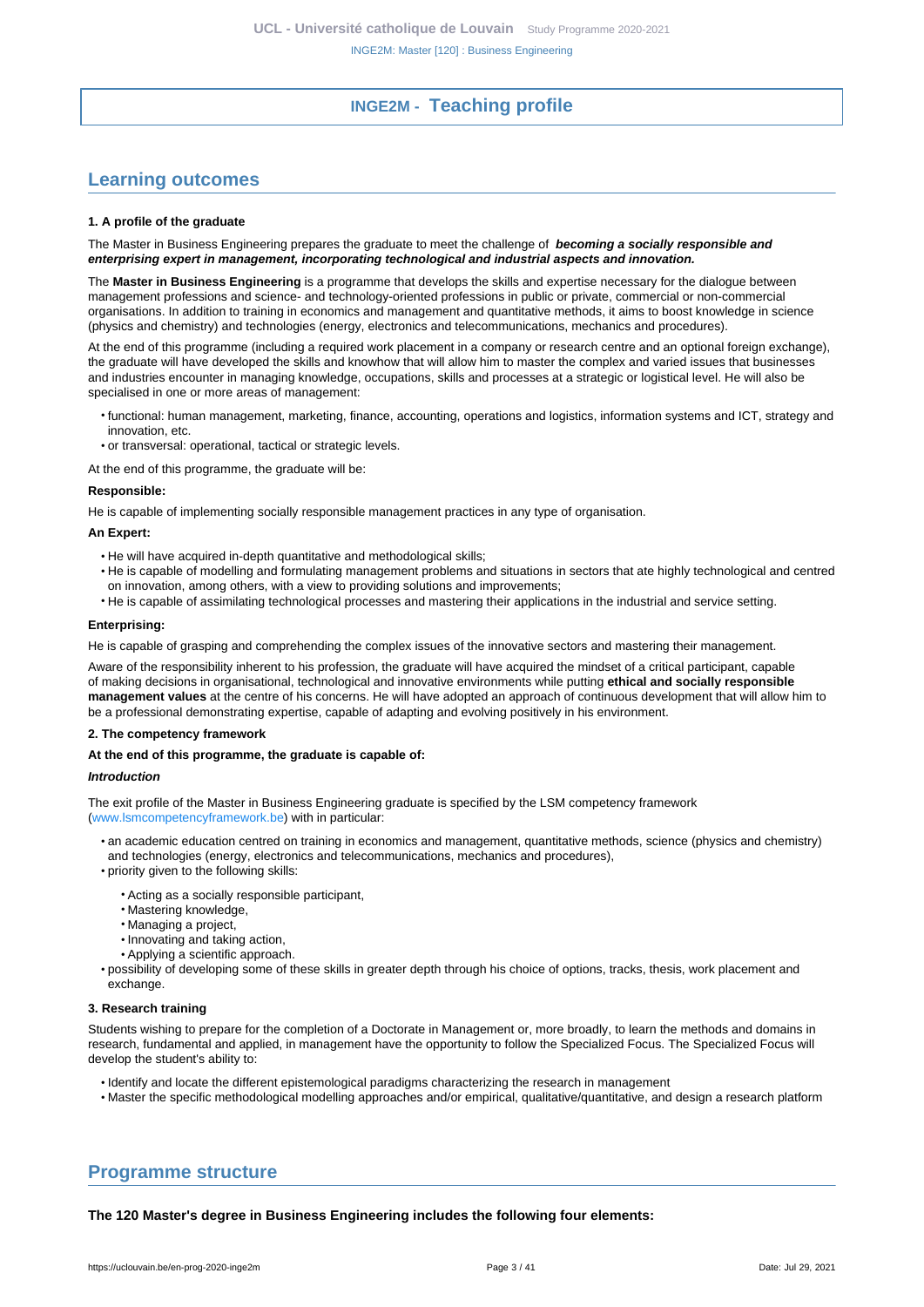# INGE2M - Teaching profile

## Learning outcomes

**1. A profile of the graduate**

The Master in Business Engineering prepares the graduate to meet the challenge of ***becoming a socially responsible and enterprising expert in management, incorporating technological and industrial aspects and innovation.***

The **Master in Business Engineering** is a programme that develops the skills and expertise necessary for the dialogue between management professions and science- and technology-oriented professions in public or private, commercial or non-commercial organisations. In addition to training in economics and management and quantitative methods, it aims to boost knowledge in science (physics and chemistry) and technologies (energy, electronics and telecommunications, mechanics and procedures).

At the end of this programme (including a required work placement in a company or research centre and an optional foreign exchange), the graduate will have developed the skills and knowhow that will allow him to master the complex and varied issues that businesses and industries encounter in managing knowledge, occupations, skills and processes at a strategic or logistical level. He will also be specialised in one or more areas of management:

- functional: human management, marketing, finance, accounting, operations and logistics, information systems and ICT, strategy and innovation, etc.
- or transversal: operational, tactical or strategic levels.

At the end of this programme, the graduate will be:

**Responsible:**

He is capable of implementing socially responsible management practices in any type of organisation.

**An Expert:**

- He will have acquired in-depth quantitative and methodological skills;
- He is capable of modelling and formulating management problems and situations in sectors that ate highly technological and centred on innovation, among others, with a view to providing solutions and improvements;
- He is capable of assimilating technological processes and mastering their applications in the industrial and service setting.

**Enterprising:**

He is capable of grasping and comprehending the complex issues of the innovative sectors and mastering their management.

Aware of the responsibility inherent to his profession, the graduate will have acquired the mindset of a critical participant, capable of making decisions in organisational, technological and innovative environments while putting **ethical and socially responsible management values** at the centre of his concerns. He will have adopted an approach of continuous development that will allow him to be a professional demonstrating expertise, capable of adapting and evolving positively in his environment.

**2. The competency framework**

**At the end of this programme, the graduate is capable of:**

***Introduction***

The exit profile of the Master in Business Engineering graduate is specified by the LSM competency framework (www.lsmcompetencyframework.be) with in particular:

- an academic education centred on training in economics and management, quantitative methods, science (physics and chemistry) and technologies (energy, electronics and telecommunications, mechanics and procedures),
- priority given to the following skills:
  - Acting as a socially responsible participant,
  - Mastering knowledge,
  - Managing a project,
  - Innovating and taking action,
  - Applying a scientific approach.
- possibility of developing some of these skills in greater depth through his choice of options, tracks, thesis, work placement and exchange.

**3. Research training**

Students wishing to prepare for the completion of a Doctorate in Management or, more broadly, to learn the methods and domains in research, fundamental and applied, in management have the opportunity to follow the Specialized Focus. The Specialized Focus will develop the student's ability to:

- Identify and locate the different epistemological paradigms characterizing the research in management
- Master the specific methodological modelling approaches and/or empirical, qualitative/quantitative, and design a research platform

## Programme structure

**The 120 Master's degree in Business Engineering includes the following four elements:**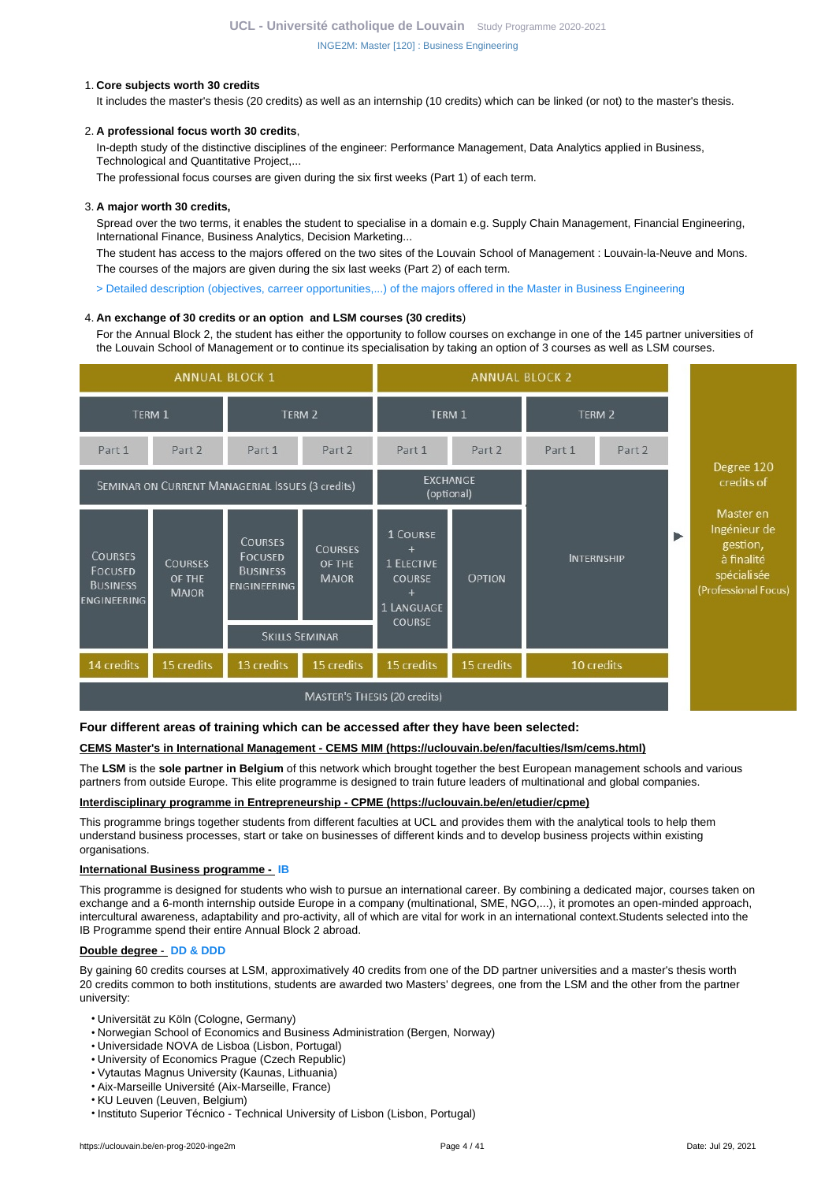1. **Core subjects worth 30 credits**

   It includes the master's thesis (20 credits) as well as an internship (10 credits) which can be linked (or not) to the master's thesis.

2. **A professional focus worth 30 credits**,

   In-depth study of the distinctive disciplines of the engineer: Performance Management, Data Analytics applied in Business, Technological and Quantitative Project,...

   The professional focus courses are given during the six first weeks (Part 1) of each term.

3. **A major worth 30 credits,**

   Spread over the two terms, it enables the student to specialise in a domain e.g. Supply Chain Management, Financial Engineering, International Finance, Business Analytics, Decision Marketing...

   The student has access to the majors offered on the two sites of the Louvain School of Management : Louvain-la-Neuve and Mons.

   The courses of the majors are given during the six last weeks (Part 2) of each term.

   > Detailed description (objectives, carreer opportunities,...) of the majors offered in the Master in Business Engineering

4. **An exchange of 30 credits or an option and LSM courses (30 credits**)

   For the Annual Block 2, the student has either the opportunity to follow courses on exchange in one of the 145 partner universities of the Louvain School of Management or to continue its specialisation by taking an option of 3 courses as well as LSM courses.

| Annual Block 1 | | | | Annual Block 2 | | | | |
|---|---|---|---|---|---|---|---|---|
| Term 1 | | Term 2 | | Term 1 | | Term 2 | | |
| Part 1 | Part 2 | Part 1 | Part 2 | Part 1 | Part 2 | Part 1 | Part 2 | |
| Seminar on Current Managerial Issues (3 credits) | | | | Exchange (optional) | | Internship | | Degree 120 credits of Master en Ingénieur de gestion, à finalité spécialisée (Professional Focus) |
| Courses Focused Business Engineering | Courses of the Major | Courses Focused Business Engineering | Courses of the Major | 1 Course + 1 Elective Course + 1 Language Course | Option | | | |
| | | Skills Seminar | | | | | | |
| 14 credits | 15 credits | 13 credits | 15 credits | 15 credits | 15 credits | 10 credits | | |
| Master's Thesis (20 credits) | | | | | | | | |

**Four different areas of training which can be accessed after they have been selected:**

**CEMS Master's in International Management - CEMS MIM (https://uclouvain.be/en/faculties/lsm/cems.html)**

The **LSM** is the **sole partner in Belgium** of this network which brought together the best European management schools and various partners from outside Europe. This elite programme is designed to train future leaders of multinational and global companies.

**Interdisciplinary programme in Entrepreneurship - CPME (https://uclouvain.be/en/etudier/cpme)**

This programme brings together students from different faculties at UCL and provides them with the analytical tools to help them understand business processes, start or take on businesses of different kinds and to develop business projects within existing organisations.

**International Business programme - IB**

This programme is designed for students who wish to pursue an international career. By combining a dedicated major, courses taken on exchange and a 6-month internship outside Europe in a company (multinational, SME, NGO,...), it promotes an open-minded approach, intercultural awareness, adaptability and pro-activity, all of which are vital for work in an international context.Students selected into the IB Programme spend their entire Annual Block 2 abroad.

**Double degree - DD & DDD**

By gaining 60 credits courses at LSM, approximatively 40 credits from one of the DD partner universities and a master's thesis worth 20 credits common to both institutions, students are awarded two Masters' degrees, one from the LSM and the other from the partner university:

- Universität zu Köln (Cologne, Germany)
- Norwegian School of Economics and Business Administration (Bergen, Norway)
- Universidade NOVA de Lisboa (Lisbon, Portugal)
- University of Economics Prague (Czech Republic)
- Vytautas Magnus University (Kaunas, Lithuania)
- Aix-Marseille Université (Aix-Marseille, France)
- KU Leuven (Leuven, Belgium)
- Instituto Superior Técnico - Technical University of Lisbon (Lisbon, Portugal)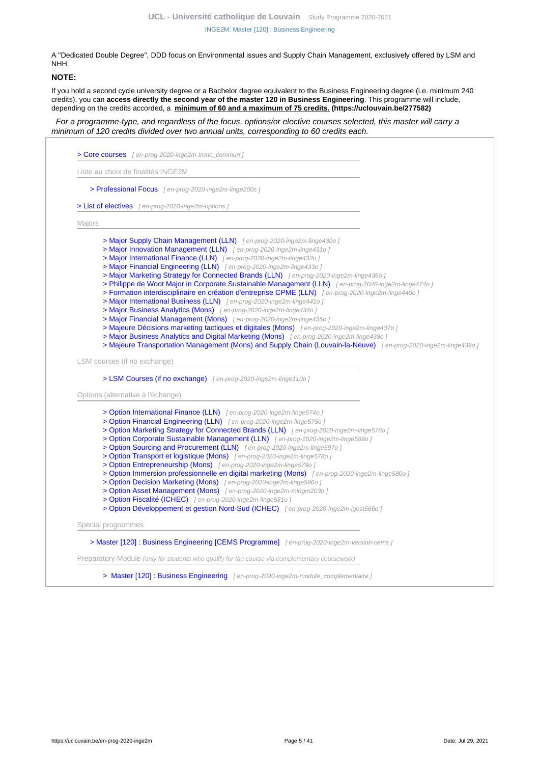A "Dedicated Double Degree", DDD focus on Environmental issues and Supply Chain Management, exclusively offered by LSM and NHH.

**NOTE:**

If you hold a second cycle university degree or a Bachelor degree equivalent to the Business Engineering degree (i.e. minimum 240 credits), you can **access directly the second year of the master 120 in Business Engineering**. This programme will include, depending on the credits accorded, a **minimum of 60 and a maximum of 75 credits. (https://uclouvain.be/277582)**

*For a programme-type, and regardless of the focus, options/or elective courses selected, this master will carry a minimum of 120 credits divided over two annual units, corresponding to 60 credits each.*

> Core courses [ en-prog-2020-inge2m-tronc_commun ]

Liste au choix de finalités INGE2M

- > Professional Focus [ en-prog-2020-inge2m-linge200s ]

> List of electives [ en-prog-2020-inge2m-options ]

Majors

- > Major Supply Chain Management (LLN) [ en-prog-2020-inge2m-linge430o ]
- > Major Innovation Management (LLN) [ en-prog-2020-inge2m-linge431o ]
- > Major International Finance (LLN) [ en-prog-2020-inge2m-linge432o ]
- > Major Financial Engineering (LLN) [ en-prog-2020-inge2m-linge433o ]
- > Major Marketing Strategy for Connected Brands (LLN) [ en-prog-2020-inge2m-linge436o ]
- > Philippe de Woot Major in Corporate Sustainable Management (LLN) [ en-prog-2020-inge2m-linge474o ]
- > Formation interdisciplinaire en création d'entreprise CPME (LLN) [ en-prog-2020-inge2m-linge440o ]
- > Major International Business (LLN) [ en-prog-2020-inge2m-linge441o ]
- > Major Business Analytics (Mons) [ en-prog-2020-inge2m-linge434o ]
- > Major Financial Management (Mons) [ en-prog-2020-inge2m-linge435o ]
- > Majeure Décisions marketing tactiques et digitales (Mons) [ en-prog-2020-inge2m-linge437o ]
- > Major Business Analytics and Digital Marketing (Mons) [ en-prog-2020-inge2m-linge438o ]
- > Majeure Transportation Management (Mons) and Supply Chain (Louvain-la-Neuve) [ en-prog-2020-inge2m-linge439o ]

LSM courses (if no exchange)

- > LSM Courses (if no exchange) [ en-prog-2020-inge2m-linge110o ]

Options (alternative à l'échange)

- > Option International Finance (LLN) [ en-prog-2020-inge2m-linge574o ]
- > Option Financial Engineering (LLN) [ en-prog-2020-inge2m-linge575o ]
- > Option Marketing Strategy for Connected Brands (LLN) [ en-prog-2020-inge2m-linge576o ]
- > Option Corporate Sustainable Management (LLN) [ en-prog-2020-inge2m-linge589o ]
- > Option Sourcing and Procurement (LLN) [ en-prog-2020-inge2m-linge597o ]
- > Option Transport et logistique (Mons) [ en-prog-2020-inge2m-linge578o ]
- > Option Entrepreneurship (Mons) [ en-prog-2020-inge2m-linge579o ]
- > Option Immersion professionnelle en digital marketing (Mons) [ en-prog-2020-inge2m-linge580o ]
- > Option Decision Marketing (Mons) [ en-prog-2020-inge2m-linge596o ]
- > Option Asset Management (Mons) [ en-prog-2020-inge2m-mingm203o ]
- > Option Fiscalité (ICHEC) [ en-prog-2020-inge2m-linge581o ]
- > Option Développement et gestion Nord-Sud (ICHEC) [ en-prog-2020-inge2m-lgest566o ]

Special programmes

- > Master [120] : Business Engineering [CEMS Programme] [ en-prog-2020-inge2m-version-cems ]

Preparatory Module *(only for students who qualify for the course via complementary coursework)*

- > Master [120] : Business Engineering [ en-prog-2020-inge2m-module_complementaire ]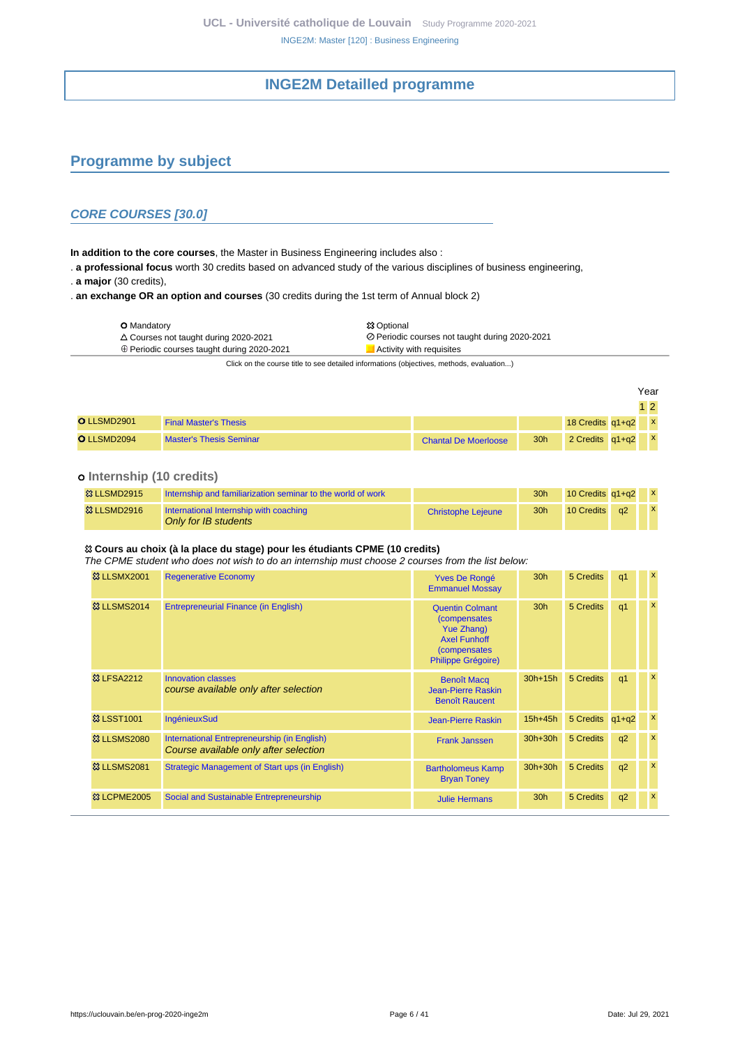# INGE2M Detailled programme

## Programme by subject

### CORE COURSES [30.0]

**In addition to the core courses**, the Master in Business Engineering includes also :

. **a professional focus** worth 30 credits based on advanced study of the various disciplines of business engineering,

. **a major** (30 credits),

. **an exchange OR an option and courses** (30 credits during the 1st term of Annual block 2)

| | |
|---|---|
| ⭘ Mandatory | ✤ Optional |
| △ Courses not taught during 2020-2021 | ⊘ Periodic courses not taught during 2020-2021 |
| ⊕ Periodic courses taught during 2020-2021 | Activity with requisites |

Click on the course title to see detailed informations (objectives, methods, evaluation...)

| Code | Title | Teacher(s) | Hours | Credits | Term | Year 1 | Year 2 |
|---|---|---|---|---|---|---|---|
| ⭘ LLSMD2901 | Final Master's Thesis | | | 18 Credits | q1+q2 | | x |
| ⭘ LLSMD2094 | Master's Thesis Seminar | Chantal De Moerloose | 30h | 2 Credits | q1+q2 | | x |

#### ⭘ Internship (10 credits)

| Code | Title | Teacher(s) | Hours | Credits | Term | Year 1 | Year 2 |
|---|---|---|---|---|---|---|---|
| ✤ LLSMD2915 | Internship and familiarization seminar to the world of work | | 30h | 10 Credits | q1+q2 | | x |
| ✤ LLSMD2916 | International Internship with coaching *Only for IB students* | Christophe Lejeune | 30h | 10 Credits | q2 | | x |

#### ✤ Cours au choix (à la place du stage) pour les étudiants CPME (10 credits)

*The CPME student who does not wish to do an internship must choose 2 courses from the list below:*

| Code | Title | Teacher(s) | Hours | Credits | Term | Year 1 | Year 2 |
|---|---|---|---|---|---|---|---|
| ✤ LLSMX2001 | Regenerative Economy | Yves De Rongé, Emmanuel Mossay | 30h | 5 Credits | q1 | | x |
| ✤ LLSMS2014 | Entrepreneurial Finance (in English) | Quentin Colmant (compensates Yue Zhang), Axel Funhoff (compensates Philippe Grégoire) | 30h | 5 Credits | q1 | | x |
| ✤ LFSA2212 | Innovation classes *course available only after selection* | Benoît Macq, Jean-Pierre Raskin, Benoît Raucent | 30h+15h | 5 Credits | q1 | | x |
| ✤ LSST1001 | IngénieuxSud | Jean-Pierre Raskin | 15h+45h | 5 Credits | q1+q2 | | x |
| ✤ LLSMS2080 | International Entrepreneurship (in English) *Course available only after selection* | Frank Janssen | 30h+30h | 5 Credits | q2 | | x |
| ✤ LLSMS2081 | Strategic Management of Start ups (in English) | Bartholomeus Kamp, Bryan Toney | 30h+30h | 5 Credits | q2 | | x |
| ✤ LCPME2005 | Social and Sustainable Entrepreneurship | Julie Hermans | 30h | 5 Credits | q2 | | x |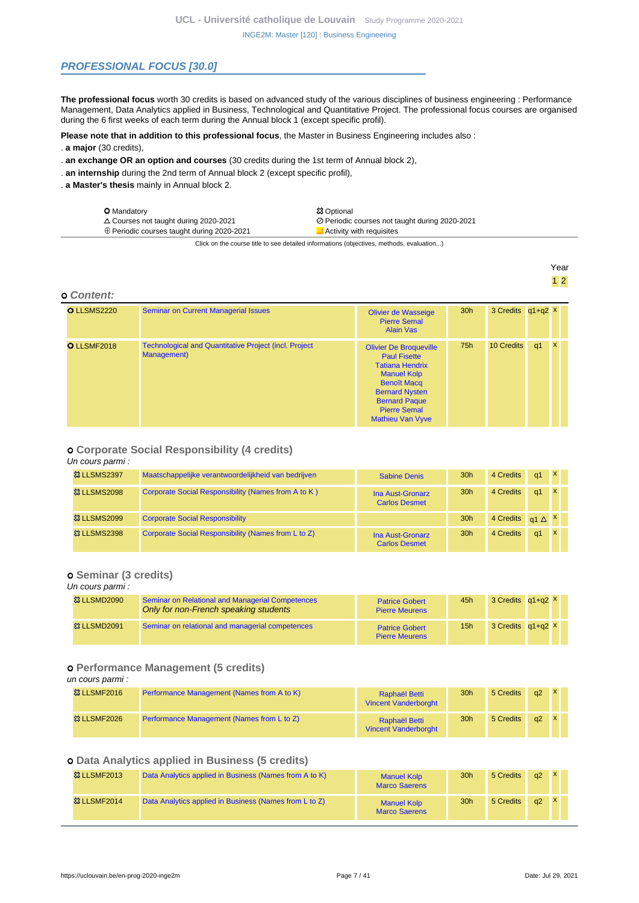## PROFESSIONAL FOCUS [30.0]

**The professional focus** worth 30 credits is based on advanced study of the various disciplines of business engineering : Performance Management, Data Analytics applied in Business, Technological and Quantitative Project. The professional focus courses are organised during the 6 first weeks of each term during the Annual block 1 (except specific profil).

**Please note that in addition to this professional focus**, the Master in Business Engineering includes also :

. **a major** (30 credits),

. **an exchange OR an option and courses** (30 credits during the 1st term of Annual block 2),

. **an internship** during the 2nd term of Annual block 2 (except specific profil),

. **a Master's thesis** mainly in Annual block 2.

| | |
|---|---|
| O Mandatory | ✿ Optional |
| △ Courses not taught during 2020-2021 | ⊘ Periodic courses not taught during 2020-2021 |
| ⊕ Periodic courses taught during 2020-2021 | Activity with requisites |

Click on the course title to see detailed informations (objectives, methods, evaluation...)

### o Content:

| Code | Title | Teachers | Hours | Credits | Term | Year 1 | Year 2 |
|---|---|---|---|---|---|---|---|
| O LLSMS2220 | Seminar on Current Managerial Issues | Olivier de Wasseige<br>Pierre Semal<br>Alain Vas | 30h | 3 Credits | q1+q2 | x | |
| O LLSMF2018 | Technological and Quantitative Project (incl. Project Management) | Olivier De Broqueville<br>Paul Fisette<br>Tatiana Hendrix<br>Manuel Kolp<br>Benoît Macq<br>Bernard Nysten<br>Bernard Paque<br>Pierre Semal<br>Mathieu Van Vyve | 75h | 10 Credits | q1 | x | |

### o Corporate Social Responsibility (4 credits)

*Un cours parmi :*

| Code | Title | Teachers | Hours | Credits | Term | Year 1 | Year 2 |
|---|---|---|---|---|---|---|---|
| ✿ LLSMS2397 | Maatschappelijke verantwoordelijkheid van bedrijven | Sabine Denis | 30h | 4 Credits | q1 | x | |
| ✿ LLSMS2098 | Corporate Social Responsibility (Names from A to K ) | Ina Aust-Gronarz<br>Carlos Desmet | 30h | 4 Credits | q1 | x | |
| ✿ LLSMS2099 | Corporate Social Responsibility | | 30h | 4 Credits | q1 △ | x | |
| ✿ LLSMS2398 | Corporate Social Responsibility (Names from L to Z) | Ina Aust-Gronarz<br>Carlos Desmet | 30h | 4 Credits | q1 | x | |

### o Seminar (3 credits)

*Un cours parmi :*

| Code | Title | Teachers | Hours | Credits | Term | Year 1 | Year 2 |
|---|---|---|---|---|---|---|---|
| ✿ LLSMD2090 | Seminar on Relational and Managerial Competences<br>*Only for non-French speaking students* | Patrice Gobert<br>Pierre Meurens | 45h | 3 Credits | q1+q2 | x | |
| ✿ LLSMD2091 | Seminar on relational and managerial competences | Patrice Gobert<br>Pierre Meurens | 15h | 3 Credits | q1+q2 | x | |

### o Performance Management (5 credits)

*un cours parmi :*

| Code | Title | Teachers | Hours | Credits | Term | Year 1 | Year 2 |
|---|---|---|---|---|---|---|---|
| ✿ LLSMF2016 | Performance Management (Names from A to K) | Raphaël Betti<br>Vincent Vanderborght | 30h | 5 Credits | q2 | x | |
| ✿ LLSMF2026 | Performance Management (Names from L to Z) | Raphaël Betti<br>Vincent Vanderborght | 30h | 5 Credits | q2 | x | |

### o Data Analytics applied in Business (5 credits)

| Code | Title | Teachers | Hours | Credits | Term | Year 1 | Year 2 |
|---|---|---|---|---|---|---|---|
| ✿ LLSMF2013 | Data Analytics applied in Business (Names from A to K) | Manuel Kolp<br>Marco Saerens | 30h | 5 Credits | q2 | x | |
| ✿ LLSMF2014 | Data Analytics applied in Business (Names from L to Z) | Manuel Kolp<br>Marco Saerens | 30h | 5 Credits | q2 | x | |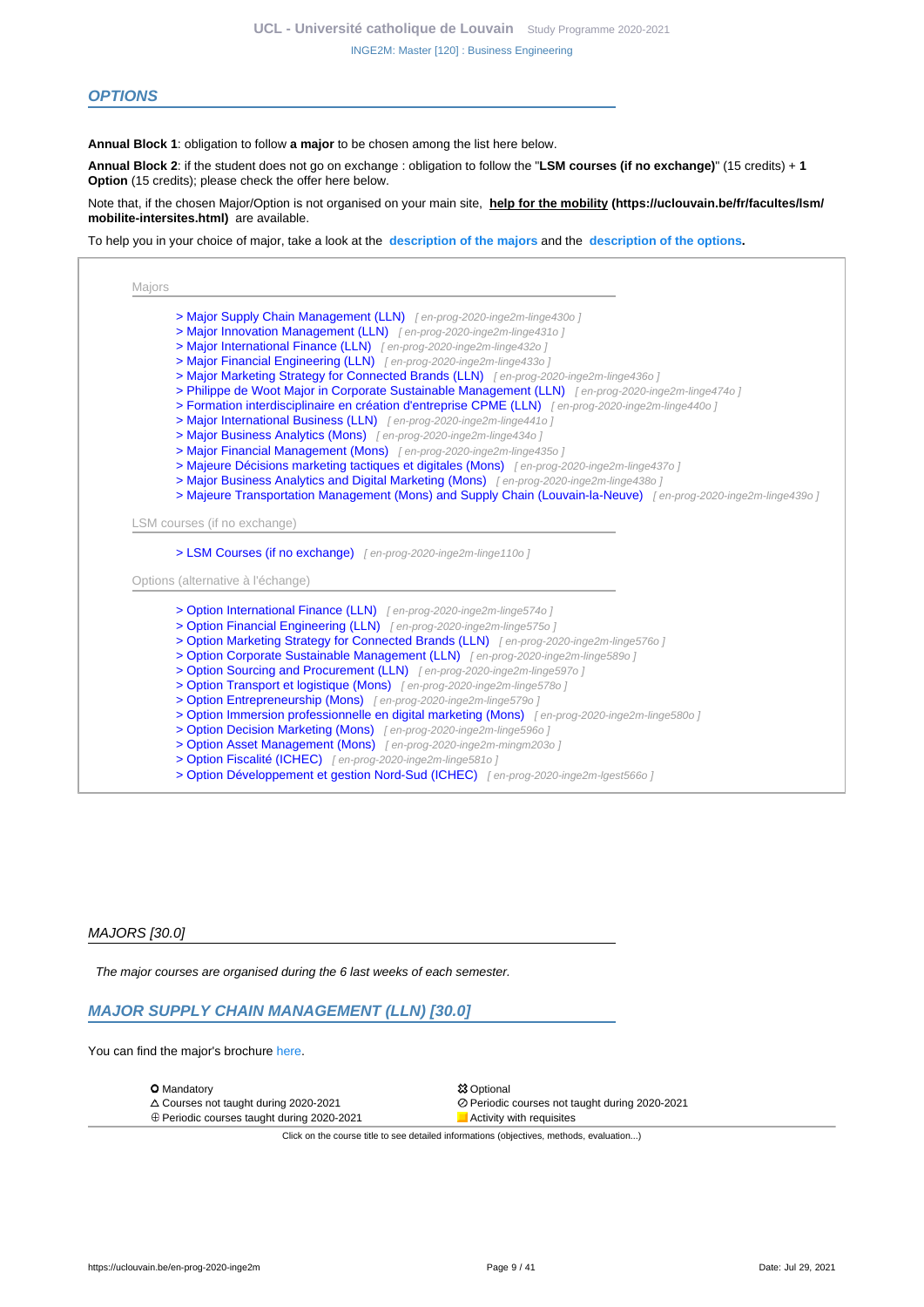## OPTIONS

**Annual Block 1**: obligation to follow **a major** to be chosen among the list here below.

**Annual Block 2**: if the student does not go on exchange : obligation to follow the "**LSM courses (if no exchange)**" (15 credits) + **1 Option** (15 credits); please check the offer here below.

Note that, if the chosen Major/Option is not organised on your main site, **help for the mobility (https://uclouvain.be/fr/facultes/lsm/mobilite-intersites.html)** are available.

To help you in your choice of major, take a look at the **description of the majors** and the **description of the options.**

Majors

- > Major Supply Chain Management (LLN) [ en-prog-2020-inge2m-linge430o ]
- > Major Innovation Management (LLN) [ en-prog-2020-inge2m-linge431o ]
- > Major International Finance (LLN) [ en-prog-2020-inge2m-linge432o ]
- > Major Financial Engineering (LLN) [ en-prog-2020-inge2m-linge433o ]
- > Major Marketing Strategy for Connected Brands (LLN) [ en-prog-2020-inge2m-linge436o ]
- > Philippe de Woot Major in Corporate Sustainable Management (LLN) [ en-prog-2020-inge2m-linge474o ]
- > Formation interdisciplinaire en création d'entreprise CPME (LLN) [ en-prog-2020-inge2m-linge440o ]
- > Major International Business (LLN) [ en-prog-2020-inge2m-linge441o ]
- > Major Business Analytics (Mons) [ en-prog-2020-inge2m-linge434o ]
- > Major Financial Management (Mons) [ en-prog-2020-inge2m-linge435o ]
- > Majeure Décisions marketing tactiques et digitales (Mons) [ en-prog-2020-inge2m-linge437o ]
- > Major Business Analytics and Digital Marketing (Mons) [ en-prog-2020-inge2m-linge438o ]
- > Majeure Transportation Management (Mons) and Supply Chain (Louvain-la-Neuve) [ en-prog-2020-inge2m-linge439o ]

LSM courses (if no exchange)

- > LSM Courses (if no exchange) [ en-prog-2020-inge2m-linge110o ]

Options (alternative à l'échange)

- > Option International Finance (LLN) [ en-prog-2020-inge2m-linge574o ]
- > Option Financial Engineering (LLN) [ en-prog-2020-inge2m-linge575o ]
- > Option Marketing Strategy for Connected Brands (LLN) [ en-prog-2020-inge2m-linge576o ]
- > Option Corporate Sustainable Management (LLN) [ en-prog-2020-inge2m-linge589o ]
- > Option Sourcing and Procurement (LLN) [ en-prog-2020-inge2m-linge597o ]
- > Option Transport et logistique (Mons) [ en-prog-2020-inge2m-linge578o ]
- > Option Entrepreneurship (Mons) [ en-prog-2020-inge2m-linge579o ]
- > Option Immersion professionnelle en digital marketing (Mons) [ en-prog-2020-inge2m-linge580o ]
- > Option Decision Marketing (Mons) [ en-prog-2020-inge2m-linge596o ]
- > Option Asset Management (Mons) [ en-prog-2020-inge2m-mingm203o ]
- > Option Fiscalité (ICHEC) [ en-prog-2020-inge2m-linge581o ]
- > Option Développement et gestion Nord-Sud (ICHEC) [ en-prog-2020-inge2m-lgest566o ]

### *MAJORS [30.0]*

*The major courses are organised during the 6 last weeks of each semester.*

### MAJOR SUPPLY CHAIN MANAGEMENT (LLN) [30.0]

You can find the major's brochure here.

| | |
|---|---|
| ⭘ Mandatory | ☒ Optional |
| △ Courses not taught during 2020-2021 | ⊘ Periodic courses not taught during 2020-2021 |
| ⊕ Periodic courses taught during 2020-2021 | Activity with requisites |

Click on the course title to see detailed informations (objectives, methods, evaluation...)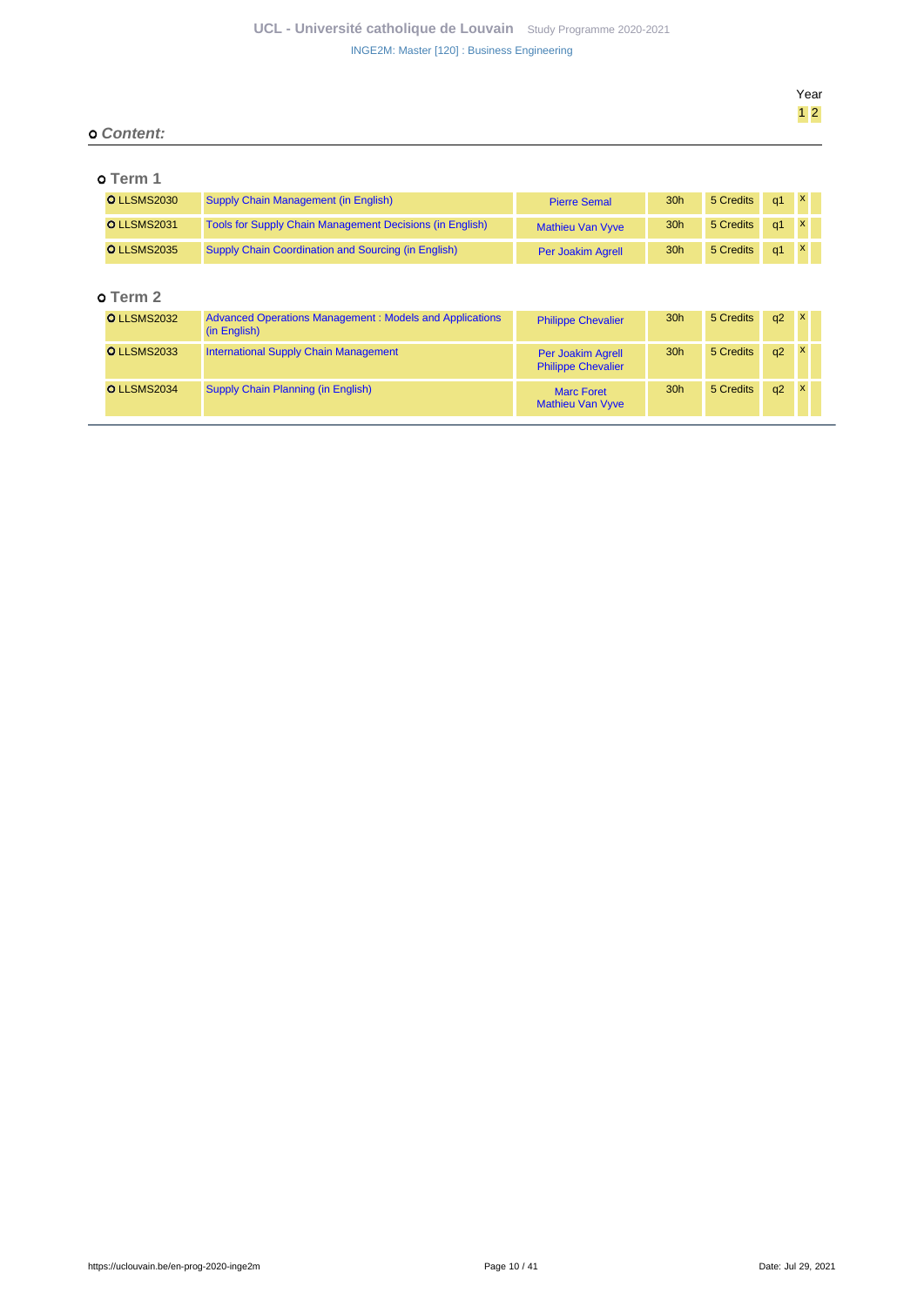## Content:

### Term 1

| Code | Course | Teachers | Hours | Credits | Term | Year 1 | Year 2 |
|---|---|---|---|---|---|---|---|
| LLSMS2030 | Supply Chain Management (in English) | Pierre Semal | 30h | 5 Credits | q1 | x | |
| LLSMS2031 | Tools for Supply Chain Management Decisions (in English) | Mathieu Van Vyve | 30h | 5 Credits | q1 | x | |
| LLSMS2035 | Supply Chain Coordination and Sourcing (in English) | Per Joakim Agrell | 30h | 5 Credits | q1 | x | |

### Term 2

| Code | Course | Teachers | Hours | Credits | Term | Year 1 | Year 2 |
|---|---|---|---|---|---|---|---|
| LLSMS2032 | Advanced Operations Management : Models and Applications (in English) | Philippe Chevalier | 30h | 5 Credits | q2 | x | |
| LLSMS2033 | International Supply Chain Management | Per Joakim Agrell<br>Philippe Chevalier | 30h | 5 Credits | q2 | x | |
| LLSMS2034 | Supply Chain Planning (in English) | Marc Foret<br>Mathieu Van Vyve | 30h | 5 Credits | q2 | x | |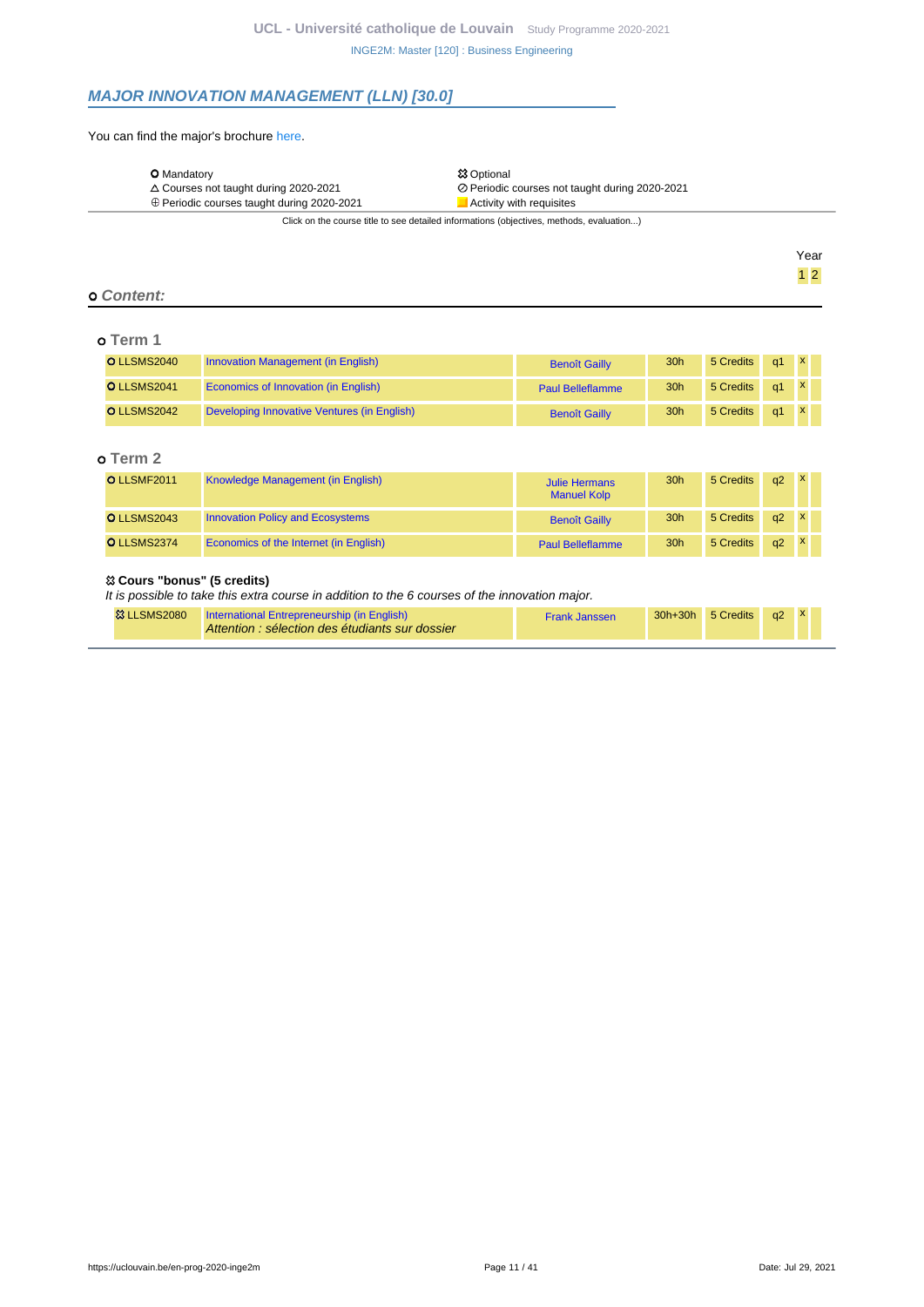## MAJOR INNOVATION MANAGEMENT (LLN) [30.0]

You can find the major's brochure here.

| | |
|---|---|
| ○ Mandatory | ⛋ Optional |
| △ Courses not taught during 2020-2021 | ⊘ Periodic courses not taught during 2020-2021 |
| ⊕ Periodic courses taught during 2020-2021 | Activity with requisites |

Click on the course title to see detailed informations (objectives, methods, evaluation...)

### ○ Content:

#### ○ Term 1

| Code | Title | Teacher(s) | Hours | Credits | Term | Year 1 | Year 2 |
|---|---|---|---|---|---|---|---|
| ○ LLSMS2040 | Innovation Management (in English) | Benoît Gailly | 30h | 5 Credits | q1 | x | |
| ○ LLSMS2041 | Economics of Innovation (in English) | Paul Belleflamme | 30h | 5 Credits | q1 | x | |
| ○ LLSMS2042 | Developing Innovative Ventures (in English) | Benoît Gailly | 30h | 5 Credits | q1 | x | |

#### ○ Term 2

| Code | Title | Teacher(s) | Hours | Credits | Term | Year 1 | Year 2 |
|---|---|---|---|---|---|---|---|
| ○ LLSMF2011 | Knowledge Management (in English) | Julie Hermans, Manuel Kolp | 30h | 5 Credits | q2 | x | |
| ○ LLSMS2043 | Innovation Policy and Ecosystems | Benoît Gailly | 30h | 5 Credits | q2 | x | |
| ○ LLSMS2374 | Economics of the Internet (in English) | Paul Belleflamme | 30h | 5 Credits | q2 | x | |

#### ⛋ Cours "bonus" (5 credits)

*It is possible to take this extra course in addition to the 6 courses of the innovation major.*

| Code | Title | Teacher(s) | Hours | Credits | Term | Year 1 | Year 2 |
|---|---|---|---|---|---|---|---|
| ⛋ LLSMS2080 | International Entrepreneurship (in English) *Attention : sélection des étudiants sur dossier* | Frank Janssen | 30h+30h | 5 Credits | q2 | x | |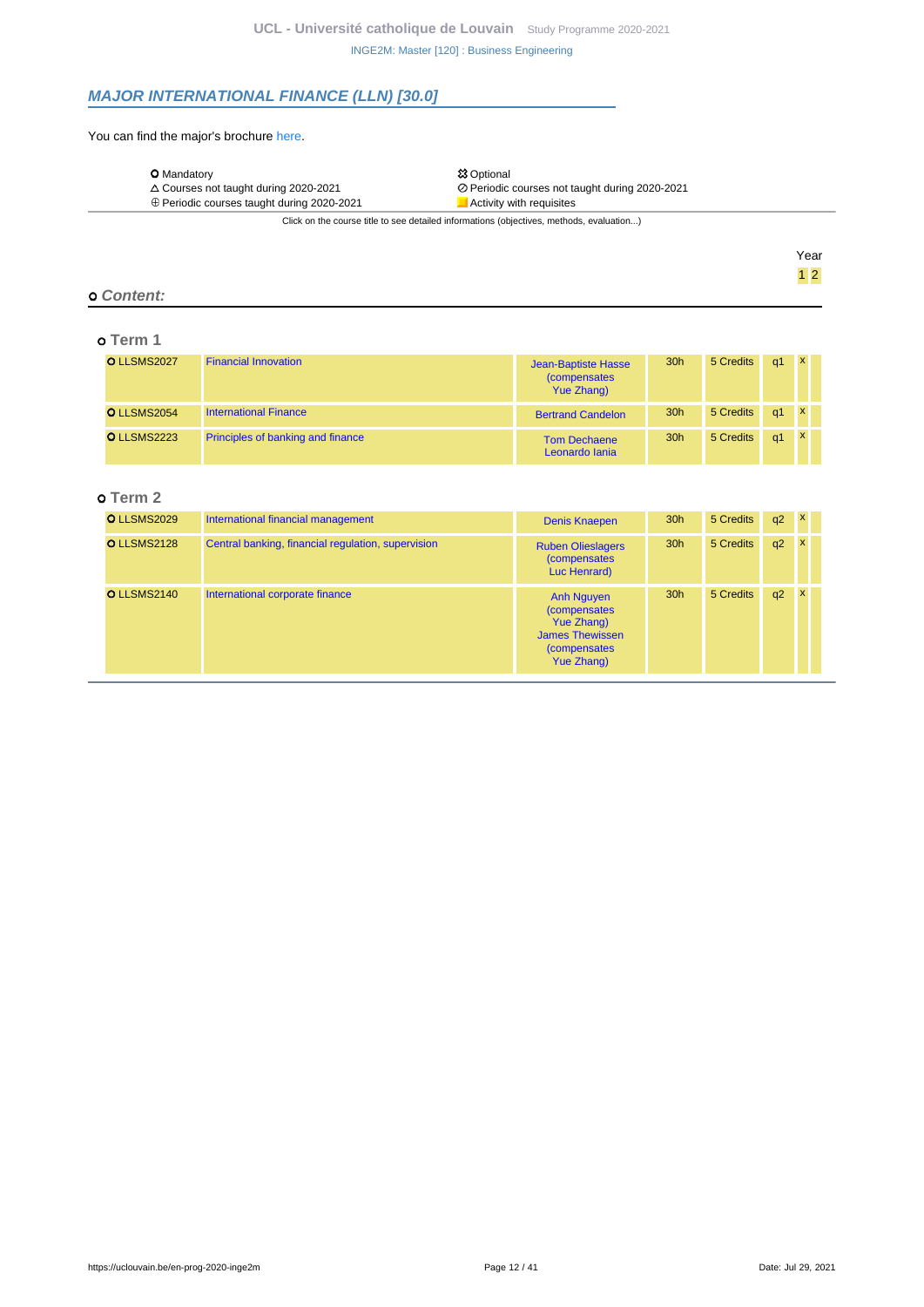## MAJOR INTERNATIONAL FINANCE (LLN) [30.0]

You can find the major's brochure here.

| | |
|---|---|
| ⭘ Mandatory | ⯐ Optional |
| △ Courses not taught during 2020-2021 | ⊘ Periodic courses not taught during 2020-2021 |
| ⊕ Periodic courses taught during 2020-2021 | Activity with requisites |

Click on the course title to see detailed informations (objectives, methods, evaluation...)

### ⭘ Content:

#### ⭘ Term 1

| Code | Title | Teachers | Hours | Credits | Term | Year 1 | Year 2 |
|---|---|---|---|---|---|---|---|
| ⭘ LLSMS2027 | Financial Innovation | Jean-Baptiste Hasse (compensates Yue Zhang) | 30h | 5 Credits | q1 | x | |
| ⭘ LLSMS2054 | International Finance | Bertrand Candelon | 30h | 5 Credits | q1 | x | |
| ⭘ LLSMS2223 | Principles of banking and finance | Tom Dechaene Leonardo Iania | 30h | 5 Credits | q1 | x | |

#### ⭘ Term 2

| Code | Title | Teachers | Hours | Credits | Term | Year 1 | Year 2 |
|---|---|---|---|---|---|---|---|
| ⭘ LLSMS2029 | International financial management | Denis Knaepen | 30h | 5 Credits | q2 | x | |
| ⭘ LLSMS2128 | Central banking, financial regulation, supervision | Ruben Olieslagers (compensates Luc Henrard) | 30h | 5 Credits | q2 | x | |
| ⭘ LLSMS2140 | International corporate finance | Anh Nguyen (compensates Yue Zhang) James Thewissen (compensates Yue Zhang) | 30h | 5 Credits | q2 | x | |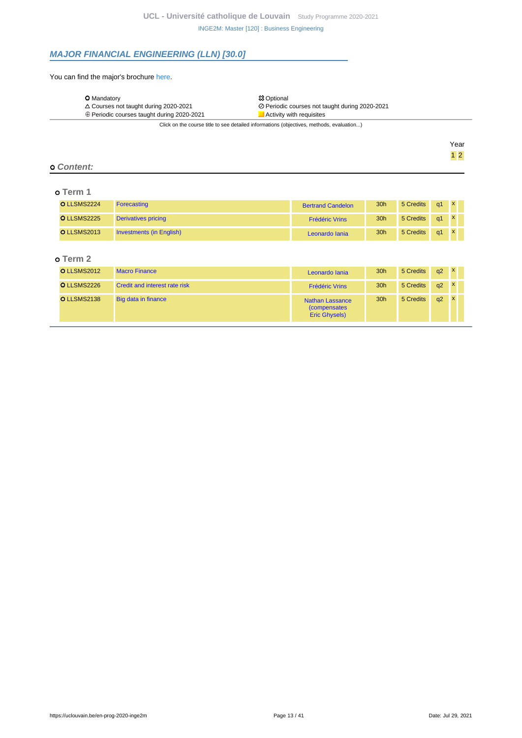## *MAJOR FINANCIAL ENGINEERING (LLN) [30.0]*

You can find the major's brochure here.

| | |
|---|---|
| ⭘ Mandatory | ⯐ Optional |
| △ Courses not taught during 2020-2021 | ⊘ Periodic courses not taught during 2020-2021 |
| ⊕ Periodic courses taught during 2020-2021 | Activity with requisites |

Click on the course title to see detailed informations (objectives, methods, evaluation...)

### ⭘ *Content:*

#### ⭘ Term 1

| Code | Title | Teacher | Hours | Credits | Term | Year 1 | Year 2 |
|---|---|---|---|---|---|---|---|
| ⭘ LLSMS2224 | Forecasting | Bertrand Candelon | 30h | 5 Credits | q1 | x | |
| ⭘ LLSMS2225 | Derivatives pricing | Frédéric Vrins | 30h | 5 Credits | q1 | x | |
| ⭘ LLSMS2013 | Investments (in English) | Leonardo Iania | 30h | 5 Credits | q1 | x | |

#### ⭘ Term 2

| Code | Title | Teacher | Hours | Credits | Term | Year 1 | Year 2 |
|---|---|---|---|---|---|---|---|
| ⭘ LLSMS2012 | Macro Finance | Leonardo Iania | 30h | 5 Credits | q2 | x | |
| ⭘ LLSMS2226 | Credit and interest rate risk | Frédéric Vrins | 30h | 5 Credits | q2 | x | |
| ⭘ LLSMS2138 | Big data in finance | Nathan Lassance (compensates Eric Ghysels) | 30h | 5 Credits | q2 | x | |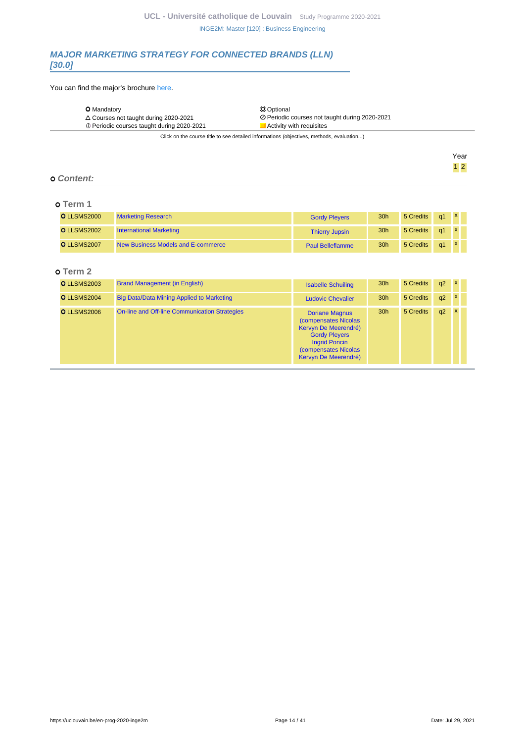## *MAJOR MARKETING STRATEGY FOR CONNECTED BRANDS (LLN) [30.0]*

You can find the major's brochure here.

| | |
|---|---|
| ⭘ Mandatory | ⯐ Optional |
| △ Courses not taught during 2020-2021 | ⊘ Periodic courses not taught during 2020-2021 |
| ⊕ Periodic courses taught during 2020-2021 | Activity with requisites |

Click on the course title to see detailed informations (objectives, methods, evaluation...)

### ⭘ *Content:*

#### ⭘ Term 1

| Code | Title | Teacher(s) | Hours | Credits | Term | Year 1 | Year 2 |
|---|---|---|---|---|---|---|---|
| ⭘ LLSMS2000 | Marketing Research | Gordy Pleyers | 30h | 5 Credits | q1 | x | |
| ⭘ LLSMS2002 | International Marketing | Thierry Jupsin | 30h | 5 Credits | q1 | x | |
| ⭘ LLSMS2007 | New Business Models and E-commerce | Paul Belleflamme | 30h | 5 Credits | q1 | x | |

#### ⭘ Term 2

| Code | Title | Teacher(s) | Hours | Credits | Term | Year 1 | Year 2 |
|---|---|---|---|---|---|---|---|
| ⭘ LLSMS2003 | Brand Management (in English) | Isabelle Schuiling | 30h | 5 Credits | q2 | x | |
| ⭘ LLSMS2004 | Big Data/Data Mining Applied to Marketing | Ludovic Chevalier | 30h | 5 Credits | q2 | x | |
| ⭘ LLSMS2006 | On-line and Off-line Communication Strategies | Doriane Magnus (compensates Nicolas Kervyn De Meerendré) Gordy Pleyers Ingrid Poncin (compensates Nicolas Kervyn De Meerendré) | 30h | 5 Credits | q2 | x | |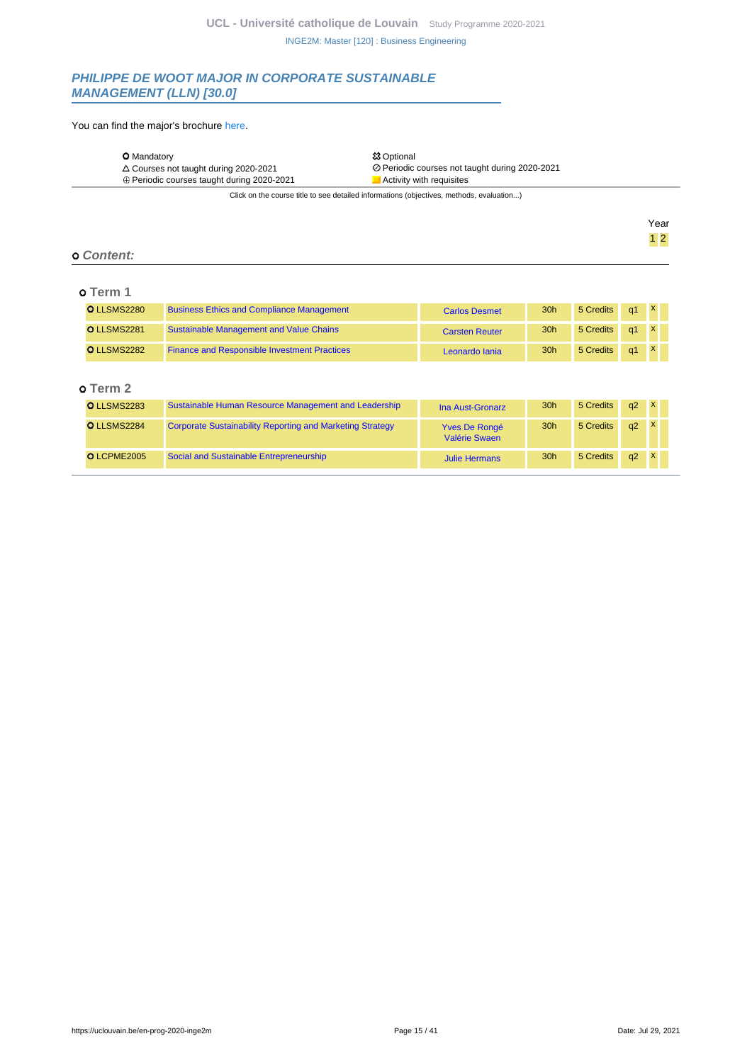## PHILIPPE DE WOOT MAJOR IN CORPORATE SUSTAINABLE MANAGEMENT (LLN) [30.0]

You can find the major's brochure here.

| | |
|---|---|
| Mandatory | Optional |
| △ Courses not taught during 2020-2021 | ⊘ Periodic courses not taught during 2020-2021 |
| ⊕ Periodic courses taught during 2020-2021 | Activity with requisites |

Click on the course title to see detailed informations (objectives, methods, evaluation...)

### Content:

#### Term 1

| Code | Course | Teacher(s) | Hours | Credits | Term | Year 1 | Year 2 |
|---|---|---|---|---|---|---|---|
| LLSMS2280 | Business Ethics and Compliance Management | Carlos Desmet | 30h | 5 Credits | q1 | x | |
| LLSMS2281 | Sustainable Management and Value Chains | Carsten Reuter | 30h | 5 Credits | q1 | x | |
| LLSMS2282 | Finance and Responsible Investment Practices | Leonardo Iania | 30h | 5 Credits | q1 | x | |

#### Term 2

| Code | Course | Teacher(s) | Hours | Credits | Term | Year 1 | Year 2 |
|---|---|---|---|---|---|---|---|
| LLSMS2283 | Sustainable Human Resource Management and Leadership | Ina Aust-Gronarz | 30h | 5 Credits | q2 | x | |
| LLSMS2284 | Corporate Sustainability Reporting and Marketing Strategy | Yves De Rongé, Valérie Swaen | 30h | 5 Credits | q2 | x | |
| LCPME2005 | Social and Sustainable Entrepreneurship | Julie Hermans | 30h | 5 Credits | q2 | x | |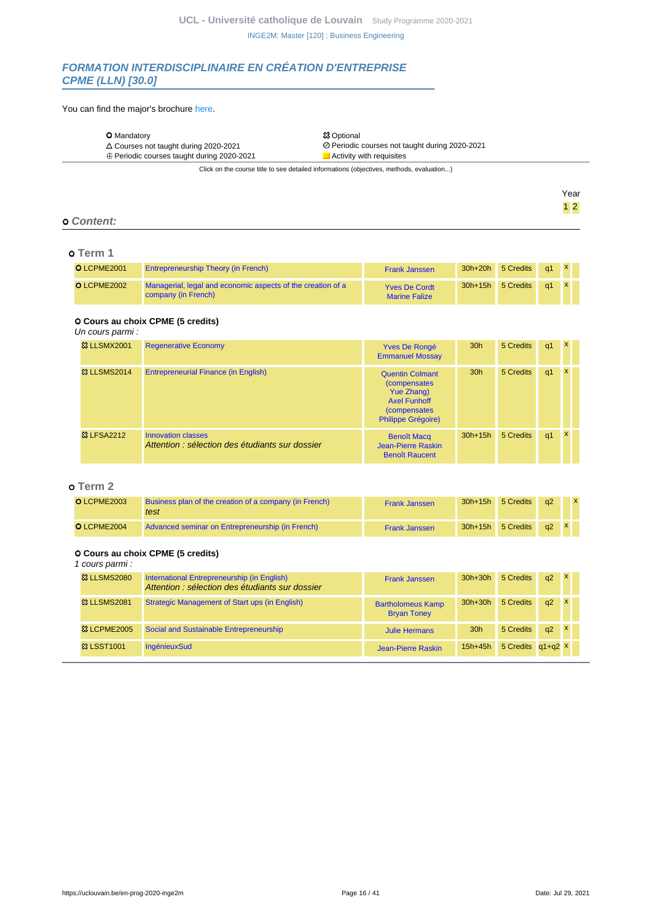## FORMATION INTERDISCIPLINAIRE EN CRÉATION D'ENTREPRISE CPME (LLN) [30.0]

You can find the major's brochure here.

| | |
|---|---|
| ✪ Mandatory | ✫ Optional |
| △ Courses not taught during 2020-2021 | ⊘ Periodic courses not taught during 2020-2021 |
| ⊕ Periodic courses taught during 2020-2021 | Activity with requisites |

Click on the course title to see detailed informations (objectives, methods, evaluation...)

### Content:

#### Term 1

| Code | Title | Teachers | Hours | Credits | Term | Year 1 | Year 2 |
|---|---|---|---|---|---|---|---|
| ✪ LCPME2001 | Entrepreneurship Theory (in French) | Frank Janssen | 30h+20h | 5 Credits | q1 | x | |
| ✪ LCPME2002 | Managerial, legal and economic aspects of the creation of a company (in French) | Yves De Cordt, Marine Falize | 30h+15h | 5 Credits | q1 | x | |

**✪ Cours au choix CPME (5 credits)**

*Un cours parmi :*

| Code | Title | Teachers | Hours | Credits | Term | Year 1 | Year 2 |
|---|---|---|---|---|---|---|---|
| ✫ LLSMX2001 | Regenerative Economy | Yves De Rongé, Emmanuel Mossay | 30h | 5 Credits | q1 | x | |
| ✫ LLSMS2014 | Entrepreneurial Finance (in English) | Quentin Colmant (compensates Yue Zhang), Axel Funhoff (compensates Philippe Grégoire) | 30h | 5 Credits | q1 | x | |
| ✫ LFSA2212 | Innovation classes *Attention : sélection des étudiants sur dossier* | Benoît Macq, Jean-Pierre Raskin, Benoît Raucent | 30h+15h | 5 Credits | q1 | x | |

#### Term 2

| Code | Title | Teachers | Hours | Credits | Term | Year 1 | Year 2 |
|---|---|---|---|---|---|---|---|
| ✪ LCPME2003 | Business plan of the creation of a company (in French) *test* | Frank Janssen | 30h+15h | 5 Credits | q2 | | x |
| ✪ LCPME2004 | Advanced seminar on Entrepreneurship (in French) | Frank Janssen | 30h+15h | 5 Credits | q2 | x | |

**✪ Cours au choix CPME (5 credits)**

*1 cours parmi :*

| Code | Title | Teachers | Hours | Credits | Term | Year 1 | Year 2 |
|---|---|---|---|---|---|---|---|
| ✫ LLSMS2080 | International Entrepreneurship (in English) *Attention : sélection des étudiants sur dossier* | Frank Janssen | 30h+30h | 5 Credits | q2 | x | |
| ✫ LLSMS2081 | Strategic Management of Start ups (in English) | Bartholomeus Kamp, Bryan Toney | 30h+30h | 5 Credits | q2 | x | |
| ✫ LCPME2005 | Social and Sustainable Entrepreneurship | Julie Hermans | 30h | 5 Credits | q2 | x | |
| ✫ LSST1001 | IngénieuxSud | Jean-Pierre Raskin | 15h+45h | 5 Credits | q1+q2 | x | |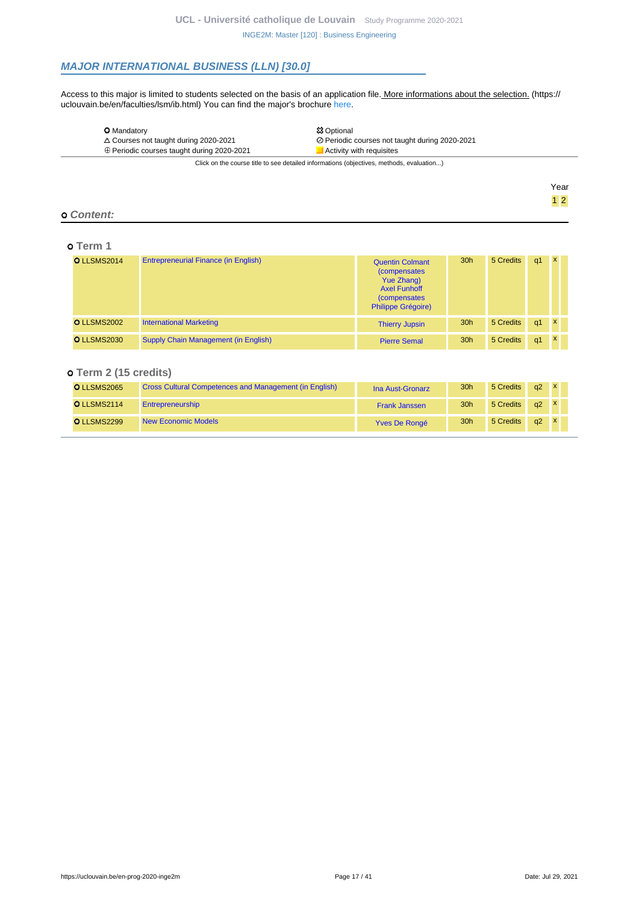## *MAJOR INTERNATIONAL BUSINESS (LLN) [30.0]*

Access to this major is limited to students selected on the basis of an application file. More informations about the selection. (https://uclouvain.be/en/faculties/lsm/ib.html) You can find the major's brochure here.

| | |
|---|---|
| O Mandatory | ☒ Optional |
| △ Courses not taught during 2020-2021 | ⊘ Periodic courses not taught during 2020-2021 |
| ⊕ Periodic courses taught during 2020-2021 | Activity with requisites |

Click on the course title to see detailed informations (objectives, methods, evaluation...)

### o *Content:*

#### o Term 1

| Code | Course | Teacher(s) | Hours | Credits | Term | Year 1 | Year 2 |
|---|---|---|---|---|---|---|---|
| O LLSMS2014 | Entrepreneurial Finance (in English) | Quentin Colmant (compensates Yue Zhang) Axel Funhoff (compensates Philippe Grégoire) | 30h | 5 Credits | q1 | x | |
| O LLSMS2002 | International Marketing | Thierry Jupsin | 30h | 5 Credits | q1 | x | |
| O LLSMS2030 | Supply Chain Management (in English) | Pierre Semal | 30h | 5 Credits | q1 | x | |

#### o Term 2 (15 credits)

| Code | Course | Teacher(s) | Hours | Credits | Term | Year 1 | Year 2 |
|---|---|---|---|---|---|---|---|
| O LLSMS2065 | Cross Cultural Competences and Management (in English) | Ina Aust-Gronarz | 30h | 5 Credits | q2 | x | |
| O LLSMS2114 | Entrepreneurship | Frank Janssen | 30h | 5 Credits | q2 | x | |
| O LLSMS2299 | New Economic Models | Yves De Rongé | 30h | 5 Credits | q2 | x | |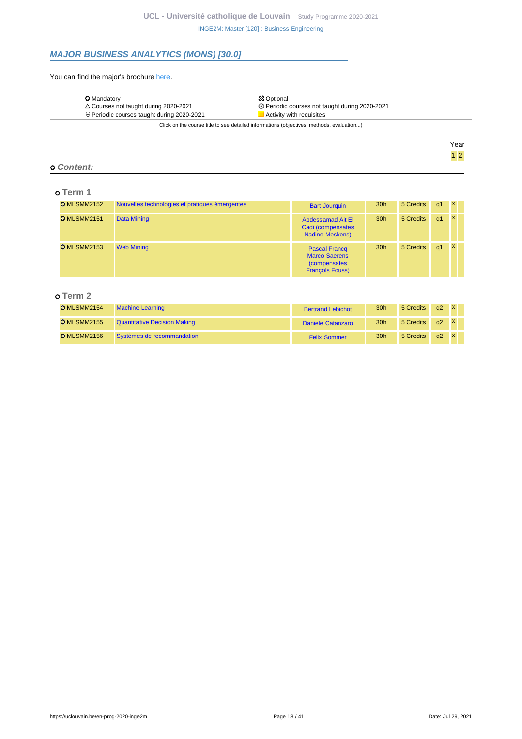## *MAJOR BUSINESS ANALYTICS (MONS) [30.0]*

You can find the major's brochure here.

| | |
|---|---|
| ⭘ Mandatory | ✠ Optional |
| △ Courses not taught during 2020-2021 | ⊘ Periodic courses not taught during 2020-2021 |
| ⊕ Periodic courses taught during 2020-2021 | Activity with requisites |

Click on the course title to see detailed informations (objectives, methods, evaluation...)

### ⭘ *Content:*

#### ⭘ Term 1

| Code | Title | Teachers | Hours | Credits | Term | Year 1 | Year 2 |
|---|---|---|---|---|---|---|---|
| ⭘ MLSMM2152 | Nouvelles technologies et pratiques émergentes | Bart Jourquin | 30h | 5 Credits | q1 | x | |
| ⭘ MLSMM2151 | Data Mining | Abdessamad Ait El Cadi (compensates Nadine Meskens) | 30h | 5 Credits | q1 | x | |
| ⭘ MLSMM2153 | Web Mining | Pascal Francq Marco Saerens (compensates François Fouss) | 30h | 5 Credits | q1 | x | |

#### ⭘ Term 2

| Code | Title | Teachers | Hours | Credits | Term | Year 1 | Year 2 |
|---|---|---|---|---|---|---|---|
| ⭘ MLSMM2154 | Machine Learning | Bertrand Lebichot | 30h | 5 Credits | q2 | x | |
| ⭘ MLSMM2155 | Quantitative Decision Making | Daniele Catanzaro | 30h | 5 Credits | q2 | x | |
| ⭘ MLSMM2156 | Systèmes de recommandation | Felix Sommer | 30h | 5 Credits | q2 | x | |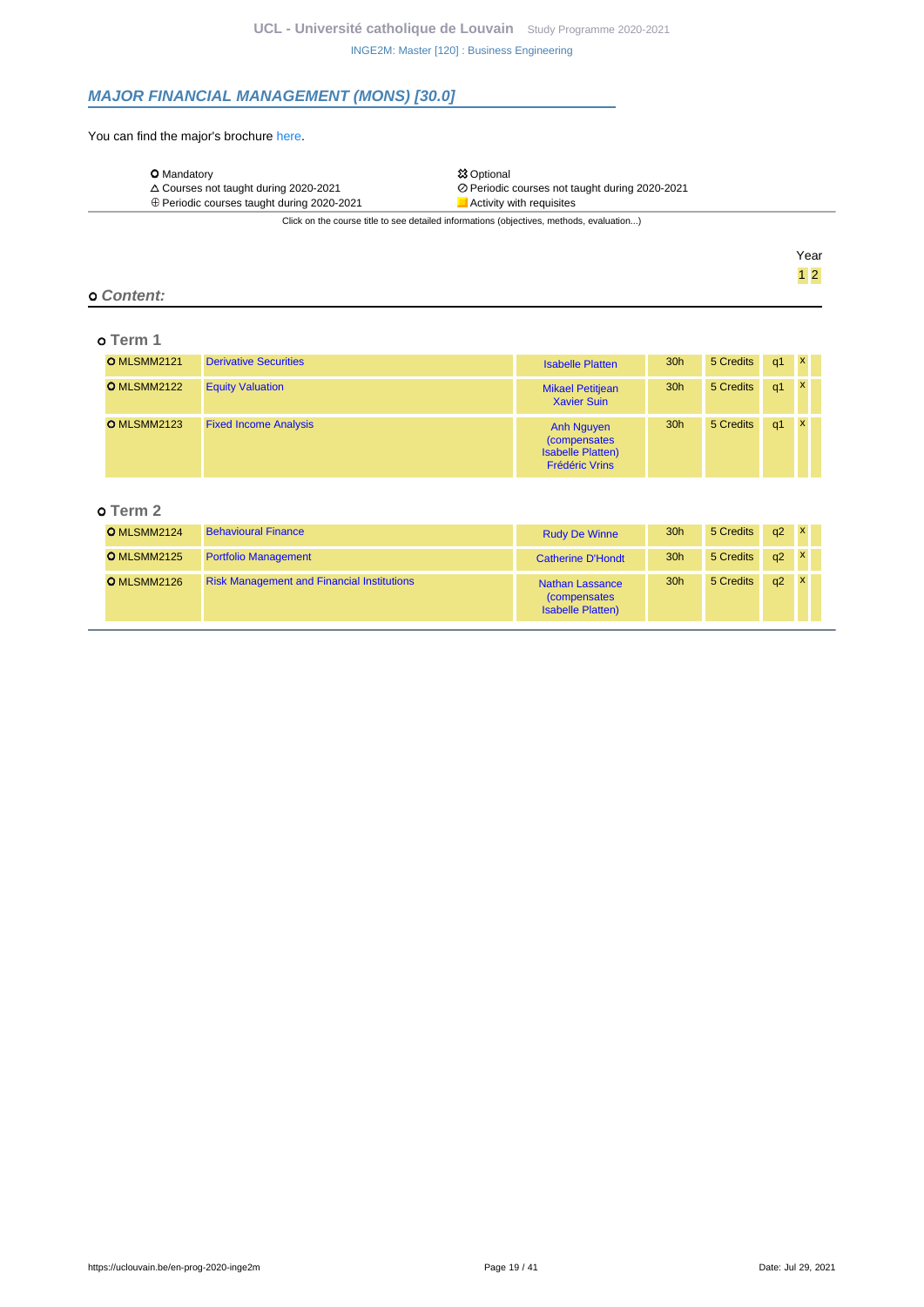## MAJOR FINANCIAL MANAGEMENT (MONS) [30.0]

You can find the major's brochure here.

| | |
|---|---|
| O Mandatory | ⌘ Optional |
| △ Courses not taught during 2020-2021 | ⊘ Periodic courses not taught during 2020-2021 |
| ⊕ Periodic courses taught during 2020-2021 | Activity with requisites |

Click on the course title to see detailed informations (objectives, methods, evaluation...)

### o Content:

#### o Term 1

| Code | Title | Teacher(s) | Hours | Credits | Term | Year 1 | Year 2 |
|---|---|---|---|---|---|---|---|
| O MLSMM2121 | Derivative Securities | Isabelle Platten | 30h | 5 Credits | q1 | x | |
| O MLSMM2122 | Equity Valuation | Mikael Petitjean, Xavier Suin | 30h | 5 Credits | q1 | x | |
| O MLSMM2123 | Fixed Income Analysis | Anh Nguyen (compensates Isabelle Platten), Frédéric Vrins | 30h | 5 Credits | q1 | x | |

#### o Term 2

| Code | Title | Teacher(s) | Hours | Credits | Term | Year 1 | Year 2 |
|---|---|---|---|---|---|---|---|
| O MLSMM2124 | Behavioural Finance | Rudy De Winne | 30h | 5 Credits | q2 | x | |
| O MLSMM2125 | Portfolio Management | Catherine D'Hondt | 30h | 5 Credits | q2 | x | |
| O MLSMM2126 | Risk Management and Financial Institutions | Nathan Lassance (compensates Isabelle Platten) | 30h | 5 Credits | q2 | x | |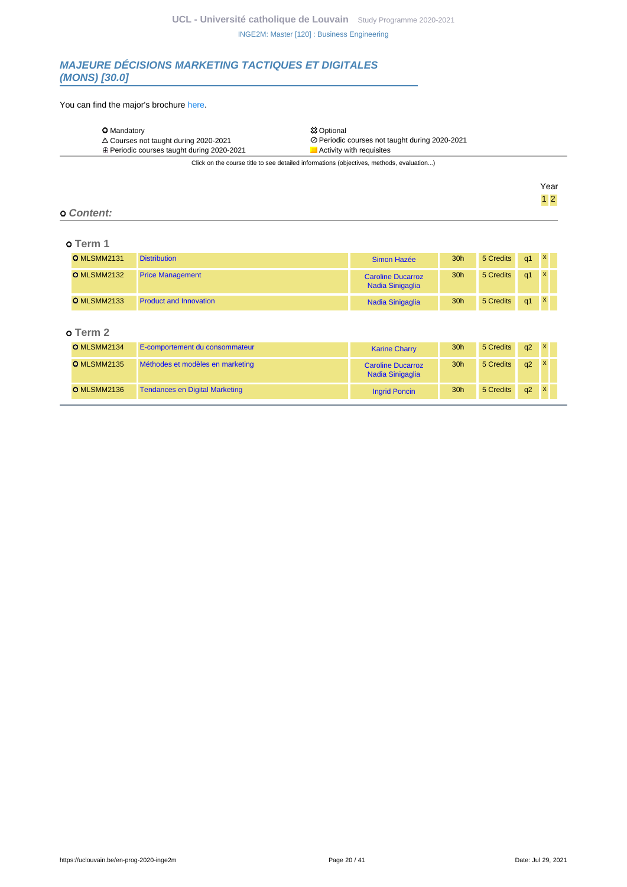## MAJEURE DÉCISIONS MARKETING TACTIQUES ET DIGITALES (MONS) [30.0]

You can find the major's brochure here.

| | |
|---|---|
| O Mandatory | ✿ Optional |
| △ Courses not taught during 2020-2021 | ⊘ Periodic courses not taught during 2020-2021 |
| ⊕ Periodic courses taught during 2020-2021 | ■ Activity with requisites |

Click on the course title to see detailed informations (objectives, methods, evaluation...)

### o Content:

#### o Term 1

| Code | Title | Teachers | Hours | Credits | Term | Year 1 | Year 2 |
|---|---|---|---|---|---|---|---|
| O MLSMM2131 | Distribution | Simon Hazée | 30h | 5 Credits | q1 | x | |
| O MLSMM2132 | Price Management | Caroline Ducarroz, Nadia Sinigaglia | 30h | 5 Credits | q1 | x | |
| O MLSMM2133 | Product and Innovation | Nadia Sinigaglia | 30h | 5 Credits | q1 | x | |

#### o Term 2

| Code | Title | Teachers | Hours | Credits | Term | Year 1 | Year 2 |
|---|---|---|---|---|---|---|---|
| O MLSMM2134 | E-comportement du consommateur | Karine Charry | 30h | 5 Credits | q2 | x | |
| O MLSMM2135 | Méthodes et modèles en marketing | Caroline Ducarroz, Nadia Sinigaglia | 30h | 5 Credits | q2 | x | |
| O MLSMM2136 | Tendances en Digital Marketing | Ingrid Poncin | 30h | 5 Credits | q2 | x | |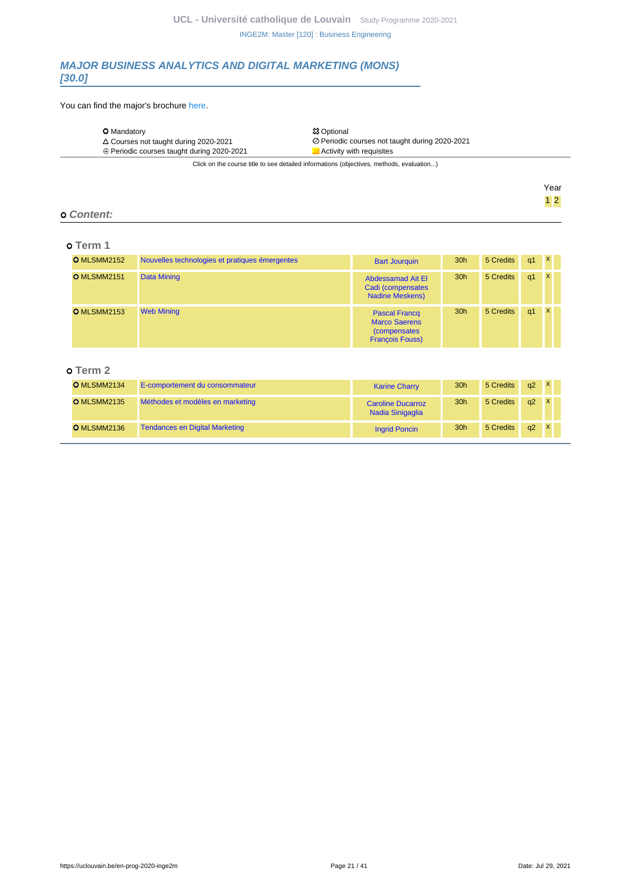## *MAJOR BUSINESS ANALYTICS AND DIGITAL MARKETING (MONS) [30.0]*

You can find the major's brochure here.

| | |
|---|---|
| O Mandatory | ✿ Optional |
| △ Courses not taught during 2020-2021 | ⊘ Periodic courses not taught during 2020-2021 |
| ⊕ Periodic courses taught during 2020-2021 | Activity with requisites |

Click on the course title to see detailed informations (objectives, methods, evaluation...)

### o *Content:*

#### o Term 1

| Code | Title | Teachers | Hours | Credits | Term | Year 1 | Year 2 |
|---|---|---|---|---|---|---|---|
| O MLSMM2152 | Nouvelles technologies et pratiques émergentes | Bart Jourquin | 30h | 5 Credits | q1 | x | |
| O MLSMM2151 | Data Mining | Abdessamad Ait El Cadi (compensates Nadine Meskens) | 30h | 5 Credits | q1 | x | |
| O MLSMM2153 | Web Mining | Pascal Francq Marco Saerens (compensates François Fouss) | 30h | 5 Credits | q1 | x | |

#### o Term 2

| Code | Title | Teachers | Hours | Credits | Term | Year 1 | Year 2 |
|---|---|---|---|---|---|---|---|
| O MLSMM2134 | E-comportement du consommateur | Karine Charry | 30h | 5 Credits | q2 | x | |
| O MLSMM2135 | Méthodes et modèles en marketing | Caroline Ducarroz Nadia Sinigaglia | 30h | 5 Credits | q2 | x | |
| O MLSMM2136 | Tendances en Digital Marketing | Ingrid Poncin | 30h | 5 Credits | q2 | x | |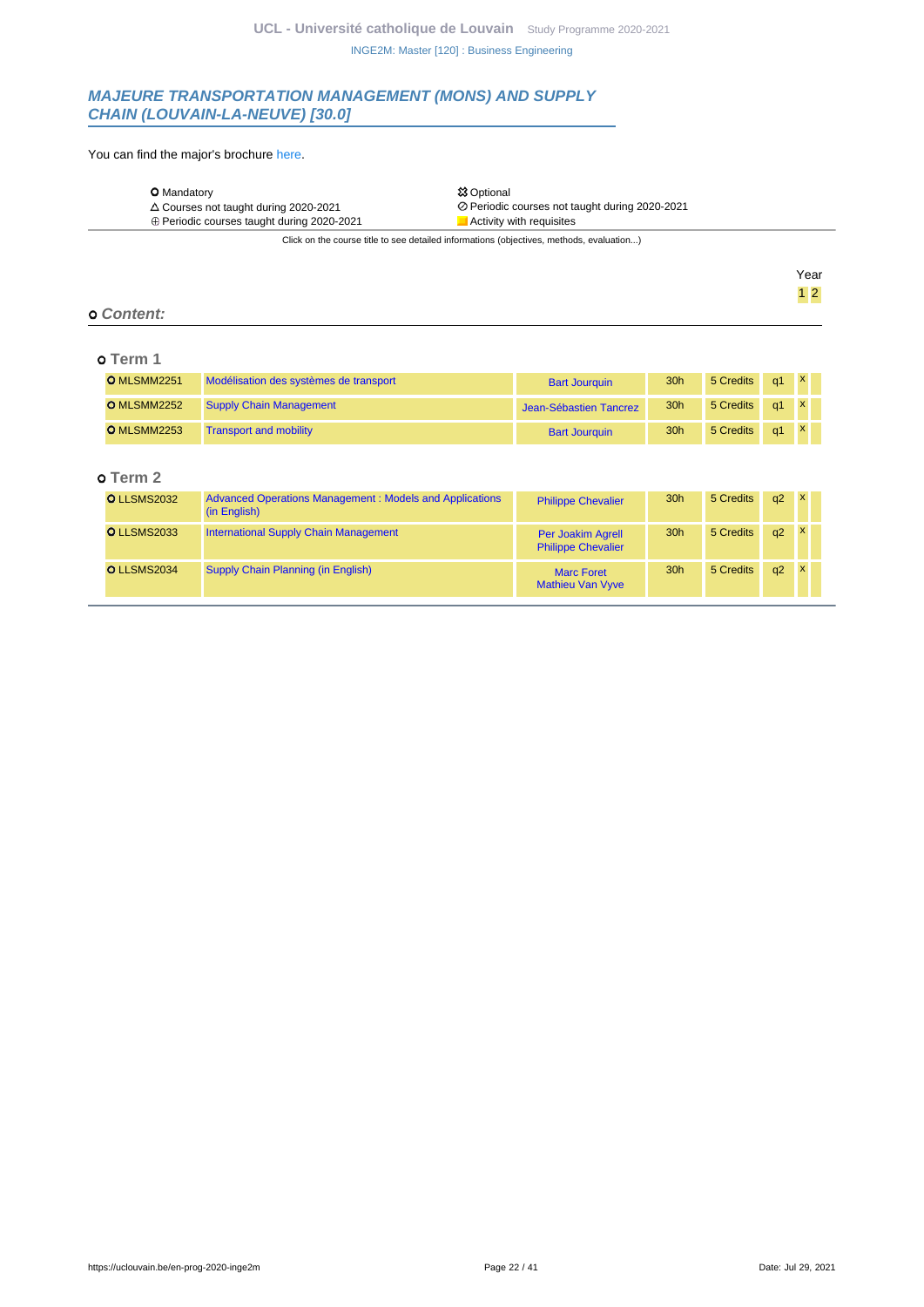### MAJEURE TRANSPORTATION MANAGEMENT (MONS) AND SUPPLY CHAIN (LOUVAIN-LA-NEUVE) [30.0]

You can find the major's brochure here.

| | |
|---|---|
| O Mandatory | ⚄ Optional |
| △ Courses not taught during 2020-2021 | ⊘ Periodic courses not taught during 2020-2021 |
| ⊕ Periodic courses taught during 2020-2021 | Activity with requisites |

Click on the course title to see detailed informations (objectives, methods, evaluation...)

**o Content:**

**o Term 1**

| Code | Title | Teacher(s) | Hours | Credits | Term | Year 1 | Year 2 |
|---|---|---|---|---|---|---|---|
| O MLSMM2251 | Modélisation des systèmes de transport | Bart Jourquin | 30h | 5 Credits | q1 | x | |
| O MLSMM2252 | Supply Chain Management | Jean-Sébastien Tancrez | 30h | 5 Credits | q1 | x | |
| O MLSMM2253 | Transport and mobility | Bart Jourquin | 30h | 5 Credits | q1 | x | |

**o Term 2**

| Code | Title | Teacher(s) | Hours | Credits | Term | Year 1 | Year 2 |
|---|---|---|---|---|---|---|---|
| O LLSMS2032 | Advanced Operations Management : Models and Applications (in English) | Philippe Chevalier | 30h | 5 Credits | q2 | x | |
| O LLSMS2033 | International Supply Chain Management | Per Joakim Agrell<br>Philippe Chevalier | 30h | 5 Credits | q2 | x | |
| O LLSMS2034 | Supply Chain Planning (in English) | Marc Foret<br>Mathieu Van Vyve | 30h | 5 Credits | q2 | x | |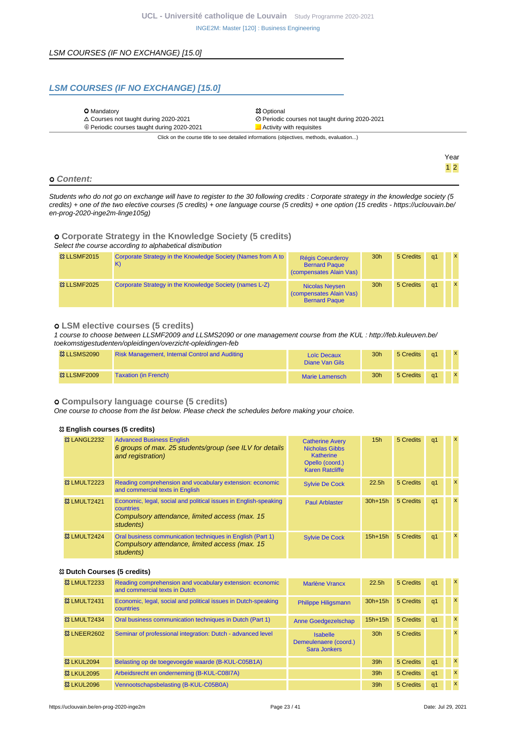LSM COURSES (IF NO EXCHANGE) [15.0]

## LSM COURSES (IF NO EXCHANGE) [15.0]

| | |
|---|---|
| ○ Mandatory | ☒ Optional |
| △ Courses not taught during 2020-2021 | ⊘ Periodic courses not taught during 2020-2021 |
| ⊕ Periodic courses taught during 2020-2021 | ■ Activity with requisites |

Click on the course title to see detailed informations (objectives, methods, evaluation...)

Year: 1 2

### ○ Content:

*Students who do not go on exchange will have to register to the 30 following credits : Corporate strategy in the knowledge society (5 credits) + one of the two elective courses (5 credits) + one language course (5 credits) + one option (15 credits - https://uclouvain.be/en-prog-2020-inge2m-linge105g)*

#### ○ Corporate Strategy in the Knowledge Society (5 credits)

*Select the course according to alphabetical distribution*

| Code | Title | Teachers | Hours | Credits | Quad. | Year 1 | Year 2 |
|---|---|---|---|---|---|---|---|
| ☒ LLSMF2015 | Corporate Strategy in the Knowledge Society (Names from A to K) | Régis Coeurderoy, Bernard Paque (compensates Alain Vas) | 30h | 5 Credits | q1 | | x |
| ☒ LLSMF2025 | Corporate Strategy in the Knowledge Society (names L-Z) | Nicolas Neysen (compensates Alain Vas), Bernard Paque | 30h | 5 Credits | q1 | | x |

#### ○ LSM elective courses (5 credits)

*1 course to choose between LLSMF2009 and LLSMS2090 or one management course from the KUL : http://feb.kuleuven.be/toekomstigestudenten/opleidingen/overzicht-opleidingen-feb*

| Code | Title | Teachers | Hours | Credits | Quad. | Year 1 | Year 2 |
|---|---|---|---|---|---|---|---|
| ☒ LLSMS2090 | Risk Management, Internal Control and Auditing | Loïc Decaux, Diane Van Gils | 30h | 5 Credits | q1 | | x |
| ☒ LLSMF2009 | Taxation (in French) | Marie Lamensch | 30h | 5 Credits | q1 | | x |

#### ○ Compulsory language course (5 credits)

*One course to choose from the list below. Please check the schedules before making your choice.*

##### ☒ English courses (5 credits)

| Code | Title | Teachers | Hours | Credits | Quad. | Year 1 | Year 2 |
|---|---|---|---|---|---|---|---|
| ☒ LANGL2232 | Advanced Business English *6 groups of max. 25 students/group (see ILV for details and registration)* | Catherine Avery, Nicholas Gibbs, Katherine Opello (coord.), Karen Ratcliffe | 15h | 5 Credits | q1 | | x |
| ☒ LMULT2223 | Reading comprehension and vocabulary extension: economic and commercial texts in English | Sylvie De Cock | 22.5h | 5 Credits | q1 | | x |
| ☒ LMULT2421 | Economic, legal, social and political issues in English-speaking countries *Compulsory attendance, limited access (max. 15 students)* | Paul Arblaster | 30h+15h | 5 Credits | q1 | | x |
| ☒ LMULT2424 | Oral business communication techniques in English (Part 1) *Compulsory attendance, limited access (max. 15 students)* | Sylvie De Cock | 15h+15h | 5 Credits | q1 | | x |

##### ☒ Dutch Courses (5 credits)

| Code | Title | Teachers | Hours | Credits | Quad. | Year 1 | Year 2 |
|---|---|---|---|---|---|---|---|
| ☒ LMULT2233 | Reading comprehension and vocabulary extension: economic and commercial texts in Dutch | Marlène Vrancx | 22.5h | 5 Credits | q1 | | x |
| ☒ LMULT2431 | Economic, legal, social and political issues in Dutch-speaking countries | Philippe Hiligsmann | 30h+15h | 5 Credits | q1 | | x |
| ☒ LMULT2434 | Oral business communication techniques in Dutch (Part 1) | Anne Goedgezelschap | 15h+15h | 5 Credits | q1 | | x |
| ☒ LNEER2602 | Seminar of professional integration: Dutch - advanced level | Isabelle Demeulenaere (coord.), Sara Jonkers | 30h | 5 Credits | | | x |
| ☒ LKUL2094 | Belasting op de toegevoegde waarde (B-KUL-C05B1A) | | 39h | 5 Credits | q1 | | x |
| ☒ LKUL2095 | Arbeidsrecht en onderneming (B-KUL-C08I7A) | | 39h | 5 Credits | q1 | | x |
| ☒ LKUL2096 | Vennootschapsbelasting (B-KUL-C05B0A) | | 39h | 5 Credits | q1 | | x |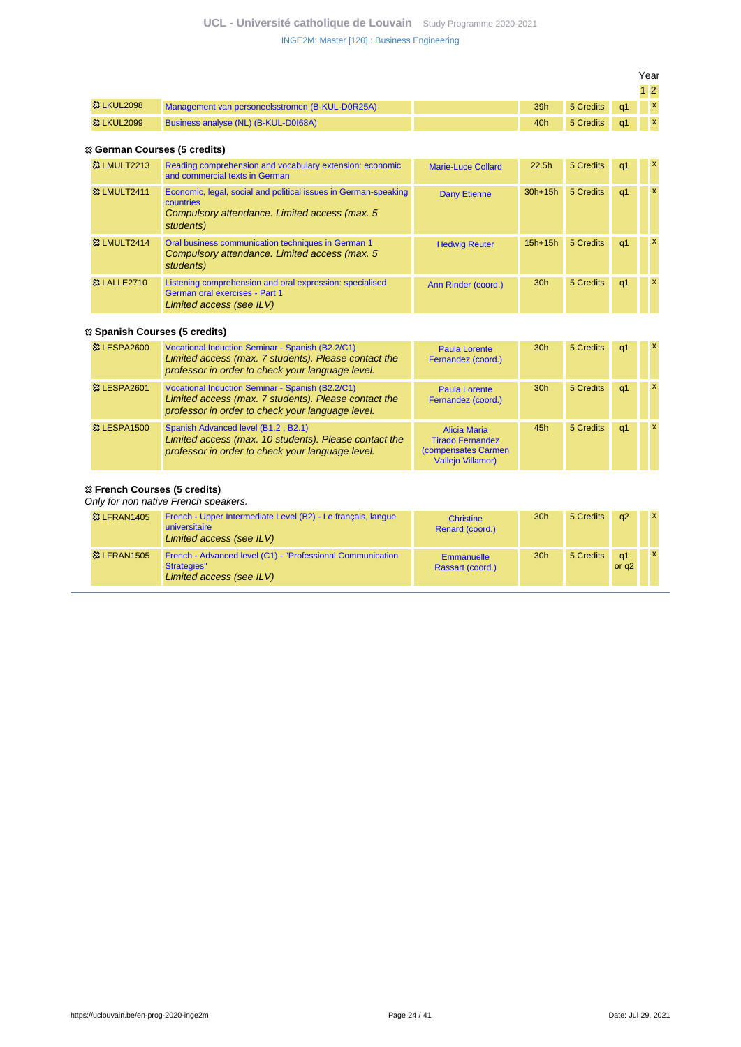| | | | | | | Year 1 | Year 2 |
|---|---|---|---|---|---|---|---|
| LKUL2098 | Management van personeelsstromen (B-KUL-D0R25A) | | 39h | 5 Credits | q1 | | x |
| LKUL2099 | Business analyse (NL) (B-KUL-D0I68A) | | 40h | 5 Credits | q1 | | x |

### German Courses (5 credits)

| | | | | | | Year 1 | Year 2 |
|---|---|---|---|---|---|---|---|
| LMULT2213 | Reading comprehension and vocabulary extension: economic and commercial texts in German | Marie-Luce Collard | 22.5h | 5 Credits | q1 | | x |
| LMULT2411 | Economic, legal, social and political issues in German-speaking countries *Compulsory attendance. Limited access (max. 5 students)* | Dany Etienne | 30h+15h | 5 Credits | q1 | | x |
| LMULT2414 | Oral business communication techniques in German 1 *Compulsory attendance. Limited access (max. 5 students)* | Hedwig Reuter | 15h+15h | 5 Credits | q1 | | x |
| LALLE2710 | Listening comprehension and oral expression: specialised German oral exercises - Part 1 *Limited access (see ILV)* | Ann Rinder (coord.) | 30h | 5 Credits | q1 | | x |

### Spanish Courses (5 credits)

| | | | | | | Year 1 | Year 2 |
|---|---|---|---|---|---|---|---|
| LESPA2600 | Vocational Induction Seminar - Spanish (B2.2/C1) *Limited access (max. 7 students). Please contact the professor in order to check your language level.* | Paula Lorente Fernandez (coord.) | 30h | 5 Credits | q1 | | x |
| LESPA2601 | Vocational Induction Seminar - Spanish (B2.2/C1) *Limited access (max. 7 students). Please contact the professor in order to check your language level.* | Paula Lorente Fernandez (coord.) | 30h | 5 Credits | q1 | | x |
| LESPA1500 | Spanish Advanced level (B1.2 , B2.1) *Limited access (max. 10 students). Please contact the professor in order to check your language level.* | Alicia Maria Tirado Fernandez (compensates Carmen Vallejo Villamor) | 45h | 5 Credits | q1 | | x |

### French Courses (5 credits)

*Only for non native French speakers.*

| | | | | | | Year 1 | Year 2 |
|---|---|---|---|---|---|---|---|
| LFRAN1405 | French - Upper Intermediate Level (B2) - Le français, langue universitaire *Limited access (see ILV)* | Christine Renard (coord.) | 30h | 5 Credits | q2 | | x |
| LFRAN1505 | French - Advanced level (C1) - "Professional Communication Strategies" *Limited access (see ILV)* | Emmanuelle Rassart (coord.) | 30h | 5 Credits | q1 or q2 | | x |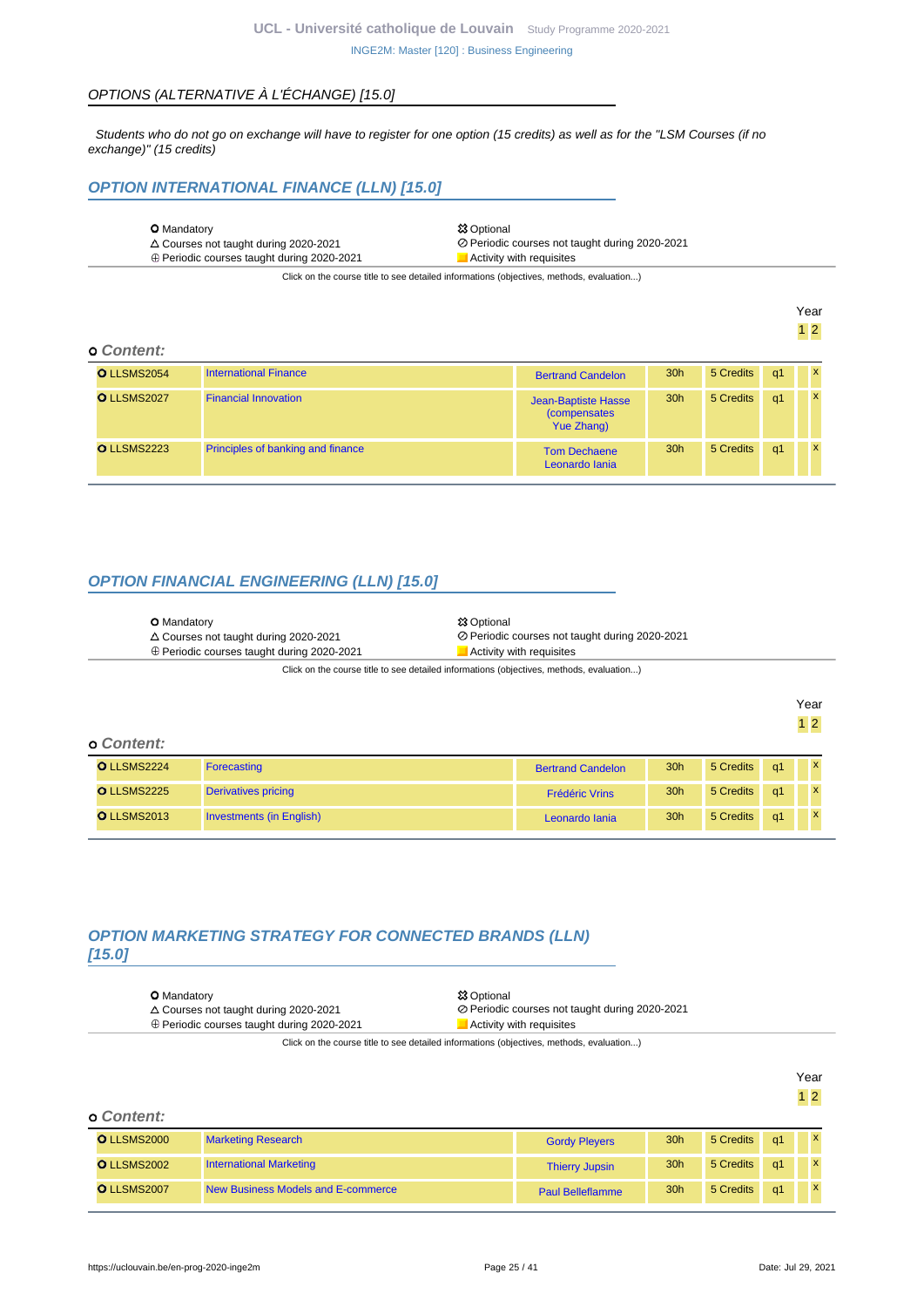## OPTIONS (ALTERNATIVE À L'ÉCHANGE) [15.0]

*Students who do not go on exchange will have to register for one option (15 credits) as well as for the "LSM Courses (if no exchange)" (15 credits)*

### OPTION INTERNATIONAL FINANCE (LLN) [15.0]

| | |
|---|---|
| O Mandatory | ⛋ Optional |
| △ Courses not taught during 2020-2021 | ⊘ Periodic courses not taught during 2020-2021 |
| ⊕ Periodic courses taught during 2020-2021 | Activity with requisites |

Click on the course title to see detailed informations (objectives, methods, evaluation...)

**o Content:**

| Code | Title | Teacher(s) | Hours | Credits | Quadrimester | Year 1 | Year 2 |
|---|---|---|---|---|---|---|---|
| O LLSMS2054 | International Finance | Bertrand Candelon | 30h | 5 Credits | q1 | | x |
| O LLSMS2027 | Financial Innovation | Jean-Baptiste Hasse (compensates Yue Zhang) | 30h | 5 Credits | q1 | | x |
| O LLSMS2223 | Principles of banking and finance | Tom Dechaene Leonardo Iania | 30h | 5 Credits | q1 | | x |

### OPTION FINANCIAL ENGINEERING (LLN) [15.0]

| | |
|---|---|
| O Mandatory | ⛋ Optional |
| △ Courses not taught during 2020-2021 | ⊘ Periodic courses not taught during 2020-2021 |
| ⊕ Periodic courses taught during 2020-2021 | Activity with requisites |

Click on the course title to see detailed informations (objectives, methods, evaluation...)

**o Content:**

| Code | Title | Teacher(s) | Hours | Credits | Quadrimester | Year 1 | Year 2 |
|---|---|---|---|---|---|---|---|
| O LLSMS2224 | Forecasting | Bertrand Candelon | 30h | 5 Credits | q1 | | x |
| O LLSMS2225 | Derivatives pricing | Frédéric Vrins | 30h | 5 Credits | q1 | | x |
| O LLSMS2013 | Investments (in English) | Leonardo Iania | 30h | 5 Credits | q1 | | x |

### OPTION MARKETING STRATEGY FOR CONNECTED BRANDS (LLN) [15.0]

| | |
|---|---|
| O Mandatory | ⛋ Optional |
| △ Courses not taught during 2020-2021 | ⊘ Periodic courses not taught during 2020-2021 |
| ⊕ Periodic courses taught during 2020-2021 | Activity with requisites |

Click on the course title to see detailed informations (objectives, methods, evaluation...)

**o Content:**

| Code | Title | Teacher(s) | Hours | Credits | Quadrimester | Year 1 | Year 2 |
|---|---|---|---|---|---|---|---|
| O LLSMS2000 | Marketing Research | Gordy Pleyers | 30h | 5 Credits | q1 | | x |
| O LLSMS2002 | International Marketing | Thierry Jupsin | 30h | 5 Credits | q1 | | x |
| O LLSMS2007 | New Business Models and E-commerce | Paul Belleflamme | 30h | 5 Credits | q1 | | x |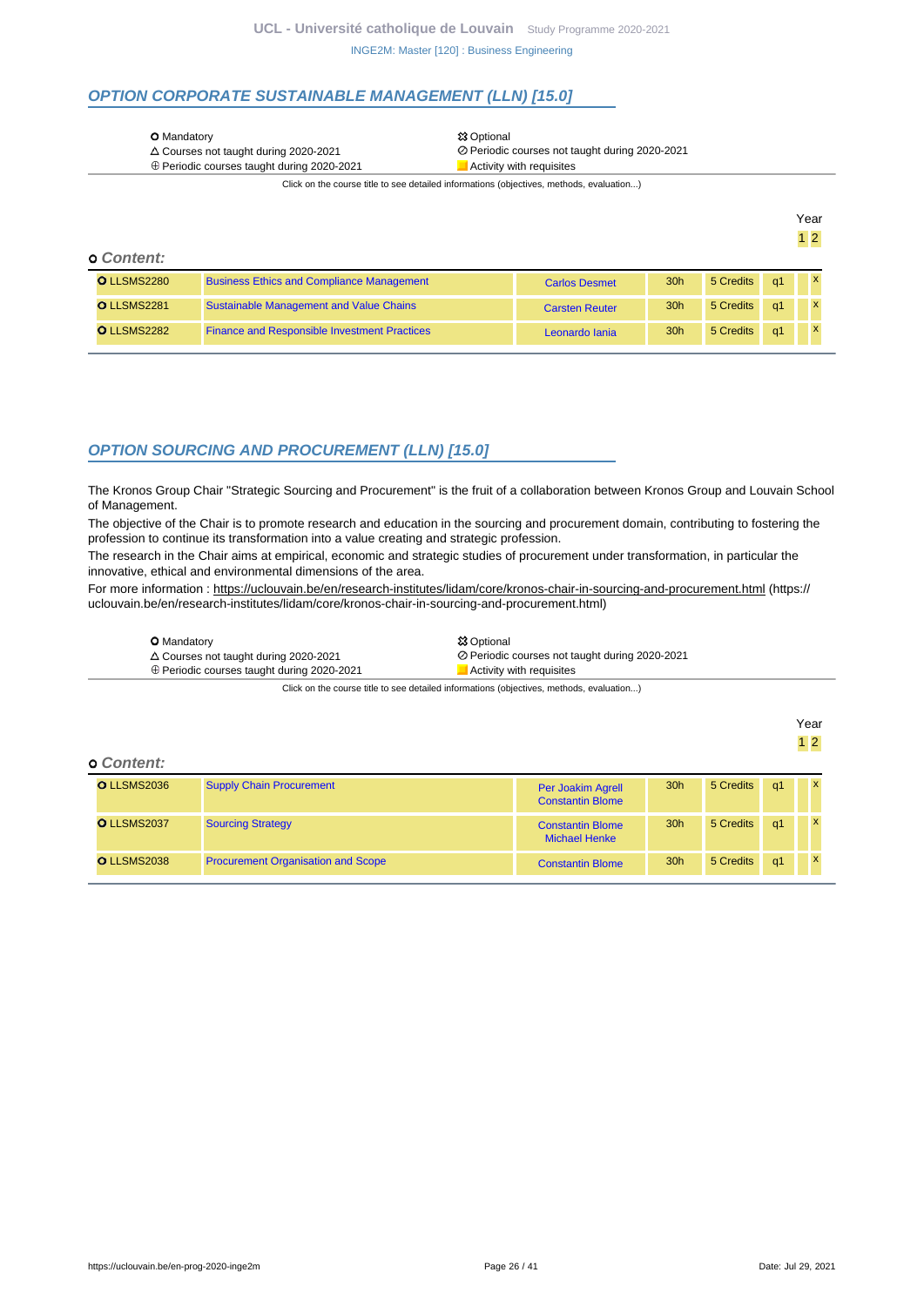## OPTION CORPORATE SUSTAINABLE MANAGEMENT (LLN) [15.0]

| | |
|---|---|
| O Mandatory | ☸ Optional |
| △ Courses not taught during 2020-2021 | ⊘ Periodic courses not taught during 2020-2021 |
| ⊕ Periodic courses taught during 2020-2021 | Activity with requisites |

Click on the course title to see detailed informations (objectives, methods, evaluation...)

**o Content:**

| Code | Title | Teacher(s) | Hours | Credits | Quadrimester | Year 1 | Year 2 |
|---|---|---|---|---|---|---|---|
| O LLSMS2280 | Business Ethics and Compliance Management | Carlos Desmet | 30h | 5 Credits | q1 | | x |
| O LLSMS2281 | Sustainable Management and Value Chains | Carsten Reuter | 30h | 5 Credits | q1 | | x |
| O LLSMS2282 | Finance and Responsible Investment Practices | Leonardo Iania | 30h | 5 Credits | q1 | | x |

## OPTION SOURCING AND PROCUREMENT (LLN) [15.0]

The Kronos Group Chair "Strategic Sourcing and Procurement" is the fruit of a collaboration between Kronos Group and Louvain School of Management.

The objective of the Chair is to promote research and education in the sourcing and procurement domain, contributing to fostering the profession to continue its transformation into a value creating and strategic profession.

The research in the Chair aims at empirical, economic and strategic studies of procurement under transformation, in particular the innovative, ethical and environmental dimensions of the area.

For more information : https://uclouvain.be/en/research-institutes/lidam/core/kronos-chair-in-sourcing-and-procurement.html (https://uclouvain.be/en/research-institutes/lidam/core/kronos-chair-in-sourcing-and-procurement.html)

| | |
|---|---|
| O Mandatory | ☸ Optional |
| △ Courses not taught during 2020-2021 | ⊘ Periodic courses not taught during 2020-2021 |
| ⊕ Periodic courses taught during 2020-2021 | Activity with requisites |

Click on the course title to see detailed informations (objectives, methods, evaluation...)

**o Content:**

| Code | Title | Teacher(s) | Hours | Credits | Quadrimester | Year 1 | Year 2 |
|---|---|---|---|---|---|---|---|
| O LLSMS2036 | Supply Chain Procurement | Per Joakim Agrell, Constantin Blome | 30h | 5 Credits | q1 | | x |
| O LLSMS2037 | Sourcing Strategy | Constantin Blome, Michael Henke | 30h | 5 Credits | q1 | | x |
| O LLSMS2038 | Procurement Organisation and Scope | Constantin Blome | 30h | 5 Credits | q1 | | x |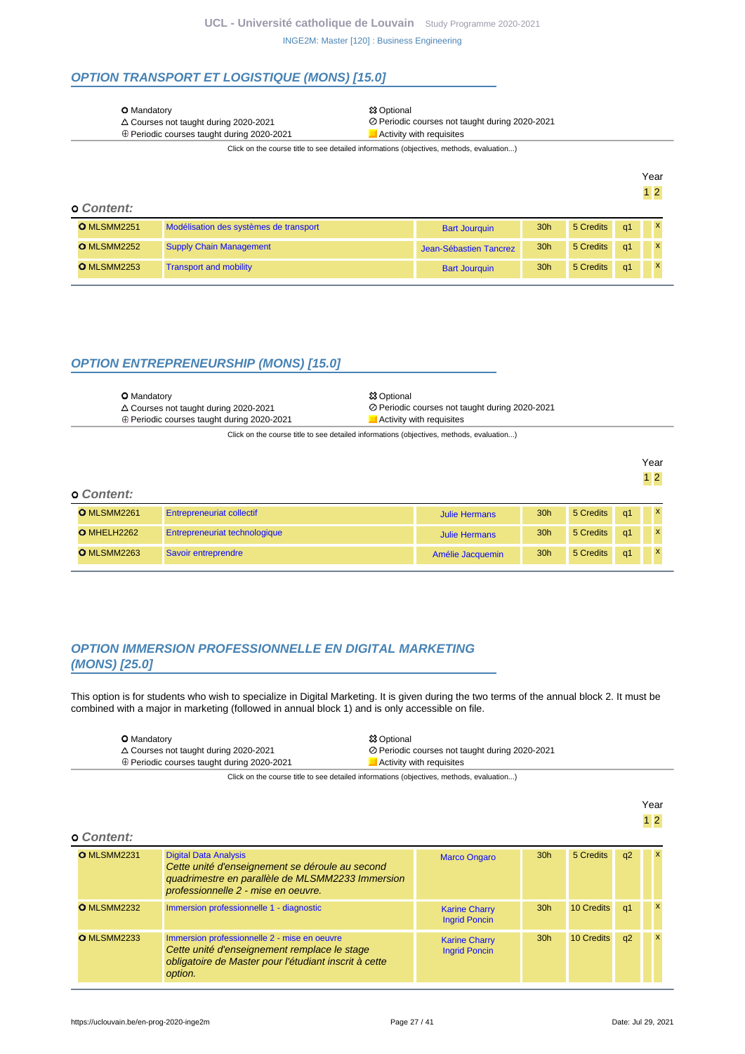## OPTION TRANSPORT ET LOGISTIQUE (MONS) [15.0]

| | |
|---|---|
| O Mandatory | ✿ Optional |
| △ Courses not taught during 2020-2021 | ⊘ Periodic courses not taught during 2020-2021 |
| ⊕ Periodic courses taught during 2020-2021 | Activity with requisites |

Click on the course title to see detailed informations (objectives, methods, evaluation...)

**Content:**

| Code | Title | Teacher | Hours | Credits | Term | Year 1 | Year 2 |
|---|---|---|---|---|---|---|---|
| O MLSMM2251 | Modélisation des systèmes de transport | Bart Jourquin | 30h | 5 Credits | q1 | | x |
| O MLSMM2252 | Supply Chain Management | Jean-Sébastien Tancrez | 30h | 5 Credits | q1 | | x |
| O MLSMM2253 | Transport and mobility | Bart Jourquin | 30h | 5 Credits | q1 | | x |

## OPTION ENTREPRENEURSHIP (MONS) [15.0]

| | |
|---|---|
| O Mandatory | ✿ Optional |
| △ Courses not taught during 2020-2021 | ⊘ Periodic courses not taught during 2020-2021 |
| ⊕ Periodic courses taught during 2020-2021 | Activity with requisites |

Click on the course title to see detailed informations (objectives, methods, evaluation...)

**Content:**

| Code | Title | Teacher | Hours | Credits | Term | Year 1 | Year 2 |
|---|---|---|---|---|---|---|---|
| O MLSMM2261 | Entrepreneuriat collectif | Julie Hermans | 30h | 5 Credits | q1 | | x |
| O MHELH2262 | Entrepreneuriat technologique | Julie Hermans | 30h | 5 Credits | q1 | | x |
| O MLSMM2263 | Savoir entreprendre | Amélie Jacquemin | 30h | 5 Credits | q1 | | x |

## OPTION IMMERSION PROFESSIONNELLE EN DIGITAL MARKETING (MONS) [25.0]

This option is for students who wish to specialize in Digital Marketing. It is given during the two terms of the annual block 2. It must be combined with a major in marketing (followed in annual block 1) and is only accessible on file.

| | |
|---|---|
| O Mandatory | ✿ Optional |
| △ Courses not taught during 2020-2021 | ⊘ Periodic courses not taught during 2020-2021 |
| ⊕ Periodic courses taught during 2020-2021 | Activity with requisites |

Click on the course title to see detailed informations (objectives, methods, evaluation...)

**Content:**

| Code | Title | Teacher | Hours | Credits | Term | Year 1 | Year 2 |
|---|---|---|---|---|---|---|---|
| O MLSMM2231 | Digital Data Analysis *Cette unité d'enseignement se déroule au second quadrimestre en parallèle de MLSMM2233 Immersion professionnelle 2 - mise en oeuvre.* | Marco Ongaro | 30h | 5 Credits | q2 | | x |
| O MLSMM2232 | Immersion professionnelle 1 - diagnostic | Karine Charry, Ingrid Poncin | 30h | 10 Credits | q1 | | x |
| O MLSMM2233 | Immersion professionnelle 2 - mise en oeuvre *Cette unité d'enseignement remplace le stage obligatoire de Master pour l'étudiant inscrit à cette option.* | Karine Charry, Ingrid Poncin | 30h | 10 Credits | q2 | | x |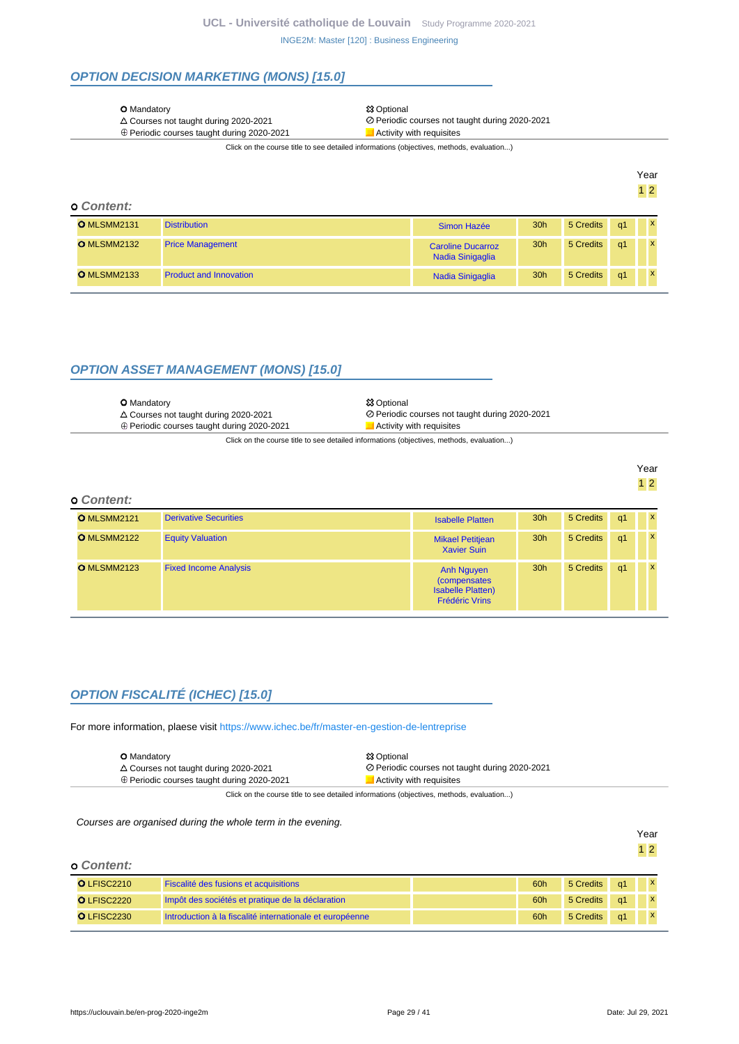## OPTION DECISION MARKETING (MONS) [15.0]

| | |
|---|---|
| O Mandatory | ✲ Optional |
| △ Courses not taught during 2020-2021 | ⊘ Periodic courses not taught during 2020-2021 |
| ⊕ Periodic courses taught during 2020-2021 | Activity with requisites |

Click on the course title to see detailed informations (objectives, methods, evaluation...)

**o Content:**

| Code | Title | Teachers | Hours | Credits | Term | Year 1 | Year 2 |
|---|---|---|---|---|---|---|---|
| O MLSMM2131 | Distribution | Simon Hazée | 30h | 5 Credits | q1 | | x |
| O MLSMM2132 | Price Management | Caroline Ducarroz<br>Nadia Sinigaglia | 30h | 5 Credits | q1 | | x |
| O MLSMM2133 | Product and Innovation | Nadia Sinigaglia | 30h | 5 Credits | q1 | | x |

## OPTION ASSET MANAGEMENT (MONS) [15.0]

| | |
|---|---|
| O Mandatory | ✲ Optional |
| △ Courses not taught during 2020-2021 | ⊘ Periodic courses not taught during 2020-2021 |
| ⊕ Periodic courses taught during 2020-2021 | Activity with requisites |

Click on the course title to see detailed informations (objectives, methods, evaluation...)

**o Content:**

| Code | Title | Teachers | Hours | Credits | Term | Year 1 | Year 2 |
|---|---|---|---|---|---|---|---|
| O MLSMM2121 | Derivative Securities | Isabelle Platten | 30h | 5 Credits | q1 | | x |
| O MLSMM2122 | Equity Valuation | Mikael Petitjean<br>Xavier Suin | 30h | 5 Credits | q1 | | x |
| O MLSMM2123 | Fixed Income Analysis | Anh Nguyen (compensates Isabelle Platten)<br>Frédéric Vrins | 30h | 5 Credits | q1 | | x |

## OPTION FISCALITÉ (ICHEC) [15.0]

For more information, plaese visit https://www.ichec.be/fr/master-en-gestion-de-lentreprise

| | |
|---|---|
| O Mandatory | ✲ Optional |
| △ Courses not taught during 2020-2021 | ⊘ Periodic courses not taught during 2020-2021 |
| ⊕ Periodic courses taught during 2020-2021 | Activity with requisites |

Click on the course title to see detailed informations (objectives, methods, evaluation...)

*Courses are organised during the whole term in the evening.*

**o Content:**

| Code | Title | Teachers | Hours | Credits | Term | Year 1 | Year 2 |
|---|---|---|---|---|---|---|---|
| O LFISC2210 | Fiscalité des fusions et acquisitions | | 60h | 5 Credits | q1 | | x |
| O LFISC2220 | Impôt des sociétés et pratique de la déclaration | | 60h | 5 Credits | q1 | | x |
| O LFISC2230 | Introduction à la fiscalité internationale et européenne | | 60h | 5 Credits | q1 | | x |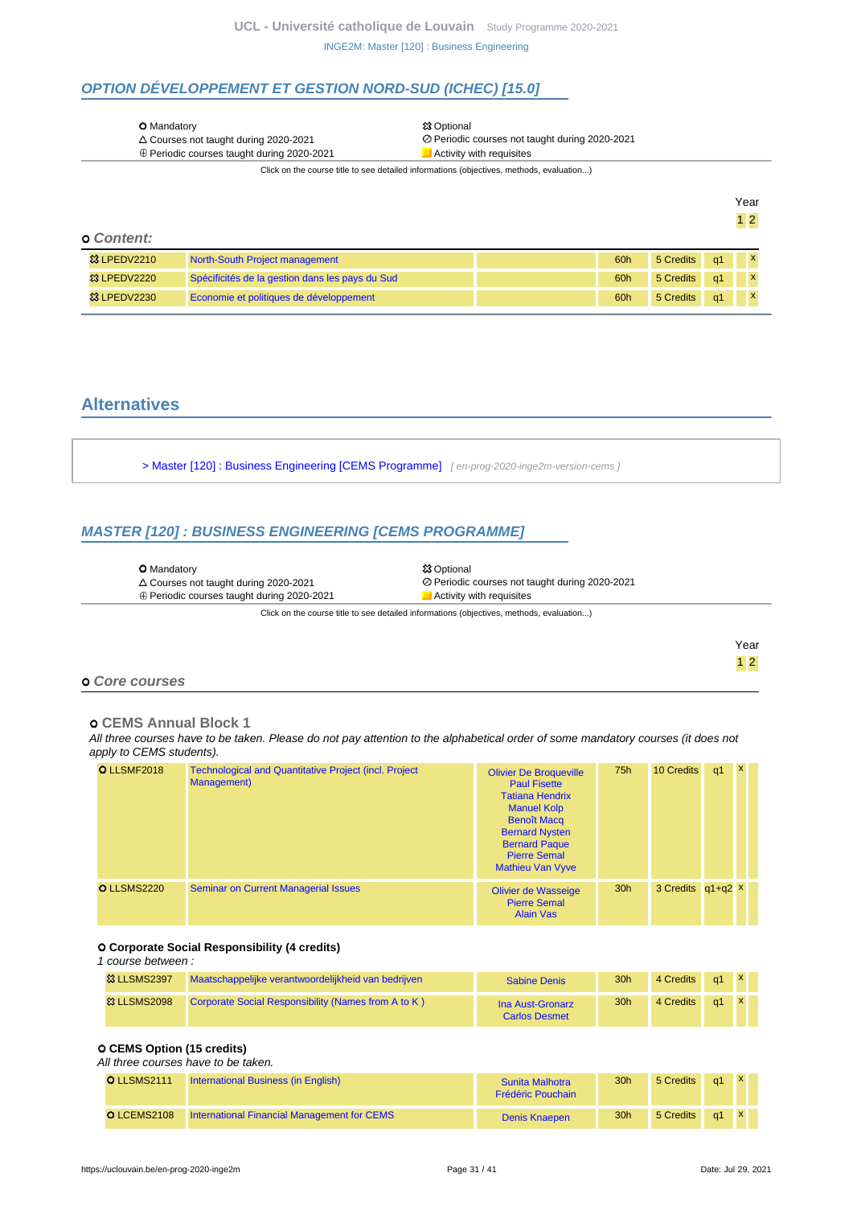## OPTION DÉVELOPPEMENT ET GESTION NORD-SUD (ICHEC) [15.0]

| | |
|---|---|
| O Mandatory | ⚄ Optional |
| △ Courses not taught during 2020-2021 | ⊘ Periodic courses not taught during 2020-2021 |
| ⊕ Periodic courses taught during 2020-2021 | Activity with requisites |

Click on the course title to see detailed informations (objectives, methods, evaluation...)

### o Content:

| Code | Title | Teachers | Hours | Credits | Quad. | Year 1 | Year 2 |
|---|---|---|---|---|---|---|---|
| ⚄ LPEDV2210 | North-South Project management | | 60h | 5 Credits | q1 | | x |
| ⚄ LPEDV2220 | Spécificités de la gestion dans les pays du Sud | | 60h | 5 Credits | q1 | | x |
| ⚄ LPEDV2230 | Economie et politiques de développement | | 60h | 5 Credits | q1 | | x |

## Alternatives

> Master [120] : Business Engineering [CEMS Programme] [ en-prog-2020-inge2m-version-cems ]

## MASTER [120] : BUSINESS ENGINEERING [CEMS PROGRAMME]

| | |
|---|---|
| O Mandatory | ⚄ Optional |
| △ Courses not taught during 2020-2021 | ⊘ Periodic courses not taught during 2020-2021 |
| ⊕ Periodic courses taught during 2020-2021 | Activity with requisites |

Click on the course title to see detailed informations (objectives, methods, evaluation...)

### o Core courses

#### o CEMS Annual Block 1

*All three courses have to be taken. Please do not pay attention to the alphabetical order of some mandatory courses (it does not apply to CEMS students).*

| Code | Title | Teachers | Hours | Credits | Quad. | Year 1 | Year 2 |
|---|---|---|---|---|---|---|---|
| O LLSMF2018 | Technological and Quantitative Project (incl. Project Management) | Olivier De Broqueville, Paul Fisette, Tatiana Hendrix, Manuel Kolp, Benoît Macq, Bernard Nysten, Bernard Paque, Pierre Semal, Mathieu Van Vyve | 75h | 10 Credits | q1 | x | |
| O LLSMS2220 | Seminar on Current Managerial Issues | Olivier de Wasseige, Pierre Semal, Alain Vas | 30h | 3 Credits | q1+q2 | x | |

#### O Corporate Social Responsibility (4 credits)

*1 course between :*

| Code | Title | Teachers | Hours | Credits | Quad. | Year 1 | Year 2 |
|---|---|---|---|---|---|---|---|
| ⚄ LLSMS2397 | Maatschappelijke verantwoordelijkheid van bedrijven | Sabine Denis | 30h | 4 Credits | q1 | x | |
| ⚄ LLSMS2098 | Corporate Social Responsibility (Names from A to K ) | Ina Aust-Gronarz, Carlos Desmet | 30h | 4 Credits | q1 | x | |

#### O CEMS Option (15 credits)

*All three courses have to be taken.*

| Code | Title | Teachers | Hours | Credits | Quad. | Year 1 | Year 2 |
|---|---|---|---|---|---|---|---|
| O LLSMS2111 | International Business (in English) | Sunita Malhotra, Frédéric Pouchain | 30h | 5 Credits | q1 | x | |
| O LCEMS2108 | International Financial Management for CEMS | Denis Knaepen | 30h | 5 Credits | q1 | x | |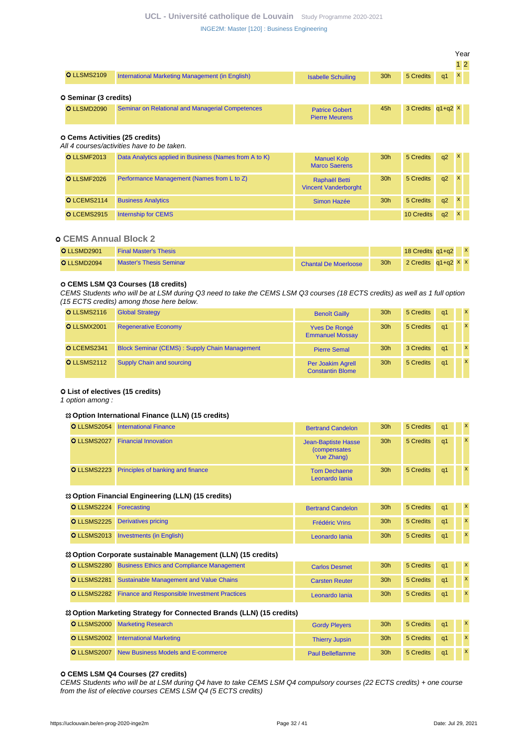| | | | | | | Year 1 | Year 2 |
|---|---|---|---|---|---|---|---|
| LLSMS2109 | International Marketing Management (in English) | Isabelle Schuiling | 30h | 5 Credits | q1 | x | |

### Seminar (3 credits)

| | | | | | | 1 | 2 |
|---|---|---|---|---|---|---|---|
| LLSMD2090 | Seminar on Relational and Managerial Competences | Patrice Gobert, Pierre Meurens | 45h | 3 Credits | q1+q2 | x | |

### Cems Activities (25 credits)

*All 4 courses/activities have to be taken.*

| | | | | | | 1 | 2 |
|---|---|---|---|---|---|---|---|
| LLSMF2013 | Data Analytics applied in Business (Names from A to K) | Manuel Kolp, Marco Saerens | 30h | 5 Credits | q2 | x | |
| LLSMF2026 | Performance Management (Names from L to Z) | Raphaël Betti, Vincent Vanderborght | 30h | 5 Credits | q2 | x | |
| LCEMS2114 | Business Analytics | Simon Hazée | 30h | 5 Credits | q2 | x | |
| LCEMS2915 | Internship for CEMS | | | 10 Credits | q2 | x | |

## CEMS Annual Block 2

| | | | | | | 1 | 2 |
|---|---|---|---|---|---|---|---|
| LLSMD2901 | Final Master's Thesis | | | 18 Credits | q1+q2 | | x |
| LLSMD2094 | Master's Thesis Seminar | Chantal De Moerloose | 30h | 2 Credits | q1+q2 | x | x |

### CEMS LSM Q3 Courses (18 credits)

*CEMS Students who will be at LSM during Q3 need to take the CEMS LSM Q3 courses (18 ECTS credits) as well as 1 full option (15 ECTS credits) among those here below.*

| | | | | | | 1 | 2 |
|---|---|---|---|---|---|---|---|
| LLSMS2116 | Global Strategy | Benoît Gailly | 30h | 5 Credits | q1 | | x |
| LLSMX2001 | Regenerative Economy | Yves De Rongé, Emmanuel Mossay | 30h | 5 Credits | q1 | | x |
| LCEMS2341 | Block Seminar (CEMS) : Supply Chain Management | Pierre Semal | 30h | 3 Credits | q1 | | x |
| LLSMS2112 | Supply Chain and sourcing | Per Joakim Agrell, Constantin Blome | 30h | 5 Credits | q1 | | x |

### List of electives (15 credits)

*1 option among :*

#### Option International Finance (LLN) (15 credits)

| | | | | | | 1 | 2 |
|---|---|---|---|---|---|---|---|
| LLSMS2054 | International Finance | Bertrand Candelon | 30h | 5 Credits | q1 | | x |
| LLSMS2027 | Financial Innovation | Jean-Baptiste Hasse (compensates Yue Zhang) | 30h | 5 Credits | q1 | | x |
| LLSMS2223 | Principles of banking and finance | Tom Dechaene, Leonardo Iania | 30h | 5 Credits | q1 | | x |

#### Option Financial Engineering (LLN) (15 credits)

| | | | | | | 1 | 2 |
|---|---|---|---|---|---|---|---|
| LLSMS2224 | Forecasting | Bertrand Candelon | 30h | 5 Credits | q1 | | x |
| LLSMS2225 | Derivatives pricing | Frédéric Vrins | 30h | 5 Credits | q1 | | x |
| LLSMS2013 | Investments (in English) | Leonardo Iania | 30h | 5 Credits | q1 | | x |

#### Option Corporate sustainable Management (LLN) (15 credits)

| | | | | | | 1 | 2 |
|---|---|---|---|---|---|---|---|
| LLSMS2280 | Business Ethics and Compliance Management | Carlos Desmet | 30h | 5 Credits | q1 | | x |
| LLSMS2281 | Sustainable Management and Value Chains | Carsten Reuter | 30h | 5 Credits | q1 | | x |
| LLSMS2282 | Finance and Responsible Investment Practices | Leonardo Iania | 30h | 5 Credits | q1 | | x |

#### Option Marketing Strategy for Connected Brands (LLN) (15 credits)

| | | | | | | 1 | 2 |
|---|---|---|---|---|---|---|---|
| LLSMS2000 | Marketing Research | Gordy Pleyers | 30h | 5 Credits | q1 | | x |
| LLSMS2002 | International Marketing | Thierry Jupsin | 30h | 5 Credits | q1 | | x |
| LLSMS2007 | New Business Models and E-commerce | Paul Belleflamme | 30h | 5 Credits | q1 | | x |

### CEMS LSM Q4 Courses (27 credits)

*CEMS Students who will be at LSM during Q4 have to take CEMS LSM Q4 compulsory courses (22 ECTS credits) + one course from the list of elective courses CEMS LSM Q4 (5 ECTS credits)*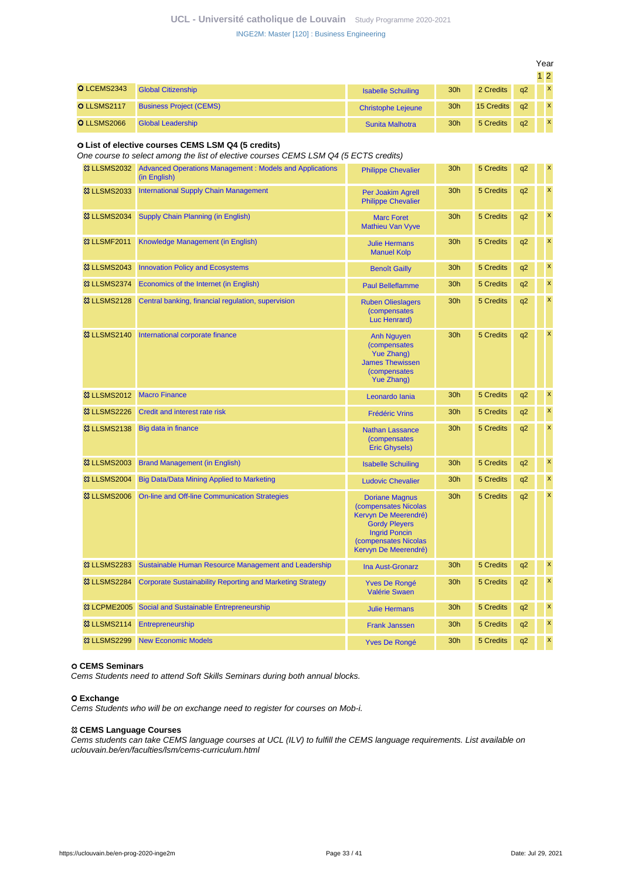| | | | | | | Year | |
|---|---|---|---|---|---|---|---|
| | | | | | | 1 | 2 |
| LCEMS2343 | Global Citizenship | Isabelle Schuiling | 30h | 2 Credits | q2 | | x |
| LLSMS2117 | Business Project (CEMS) | Christophe Lejeune | 30h | 15 Credits | q2 | | x |
| LLSMS2066 | Global Leadership | Sunita Malhotra | 30h | 5 Credits | q2 | | x |

**List of elective courses CEMS LSM Q4 (5 credits)**

*One course to select among the list of elective courses CEMS LSM Q4 (5 ECTS credits)*

| | | | | | | 1 | 2 |
|---|---|---|---|---|---|---|---|
| LLSMS2032 | Advanced Operations Management : Models and Applications (in English) | Philippe Chevalier | 30h | 5 Credits | q2 | | x |
| LLSMS2033 | International Supply Chain Management | Per Joakim Agrell<br>Philippe Chevalier | 30h | 5 Credits | q2 | | x |
| LLSMS2034 | Supply Chain Planning (in English) | Marc Foret<br>Mathieu Van Vyve | 30h | 5 Credits | q2 | | x |
| LLSMF2011 | Knowledge Management (in English) | Julie Hermans<br>Manuel Kolp | 30h | 5 Credits | q2 | | x |
| LLSMS2043 | Innovation Policy and Ecosystems | Benoît Gailly | 30h | 5 Credits | q2 | | x |
| LLSMS2374 | Economics of the Internet (in English) | Paul Belleflamme | 30h | 5 Credits | q2 | | x |
| LLSMS2128 | Central banking, financial regulation, supervision | Ruben Olieslagers (compensates Luc Henrard) | 30h | 5 Credits | q2 | | x |
| LLSMS2140 | International corporate finance | Anh Nguyen (compensates Yue Zhang)<br>James Thewissen (compensates Yue Zhang) | 30h | 5 Credits | q2 | | x |
| LLSMS2012 | Macro Finance | Leonardo Iania | 30h | 5 Credits | q2 | | x |
| LLSMS2226 | Credit and interest rate risk | Frédéric Vrins | 30h | 5 Credits | q2 | | x |
| LLSMS2138 | Big data in finance | Nathan Lassance (compensates Eric Ghysels) | 30h | 5 Credits | q2 | | x |
| LLSMS2003 | Brand Management (in English) | Isabelle Schuiling | 30h | 5 Credits | q2 | | x |
| LLSMS2004 | Big Data/Data Mining Applied to Marketing | Ludovic Chevalier | 30h | 5 Credits | q2 | | x |
| LLSMS2006 | On-line and Off-line Communication Strategies | Doriane Magnus (compensates Nicolas Kervyn De Meerendré)<br>Gordy Pleyers<br>Ingrid Poncin (compensates Nicolas Kervyn De Meerendré) | 30h | 5 Credits | q2 | | x |
| LLSMS2283 | Sustainable Human Resource Management and Leadership | Ina Aust-Gronarz | 30h | 5 Credits | q2 | | x |
| LLSMS2284 | Corporate Sustainability Reporting and Marketing Strategy | Yves De Rongé<br>Valérie Swaen | 30h | 5 Credits | q2 | | x |
| LCPME2005 | Social and Sustainable Entrepreneurship | Julie Hermans | 30h | 5 Credits | q2 | | x |
| LLSMS2114 | Entrepreneurship | Frank Janssen | 30h | 5 Credits | q2 | | x |
| LLSMS2299 | New Economic Models | Yves De Rongé | 30h | 5 Credits | q2 | | x |

**CEMS Seminars**

*Cems Students need to attend Soft Skills Seminars during both annual blocks.*

**Exchange**

*Cems Students who will be on exchange need to register for courses on Mob-i.*

**CEMS Language Courses**

*Cems students can take CEMS language courses at UCL (ILV) to fulfill the CEMS language requirements. List available on uclouvain.be/en/faculties/lsm/cems-curriculum.html*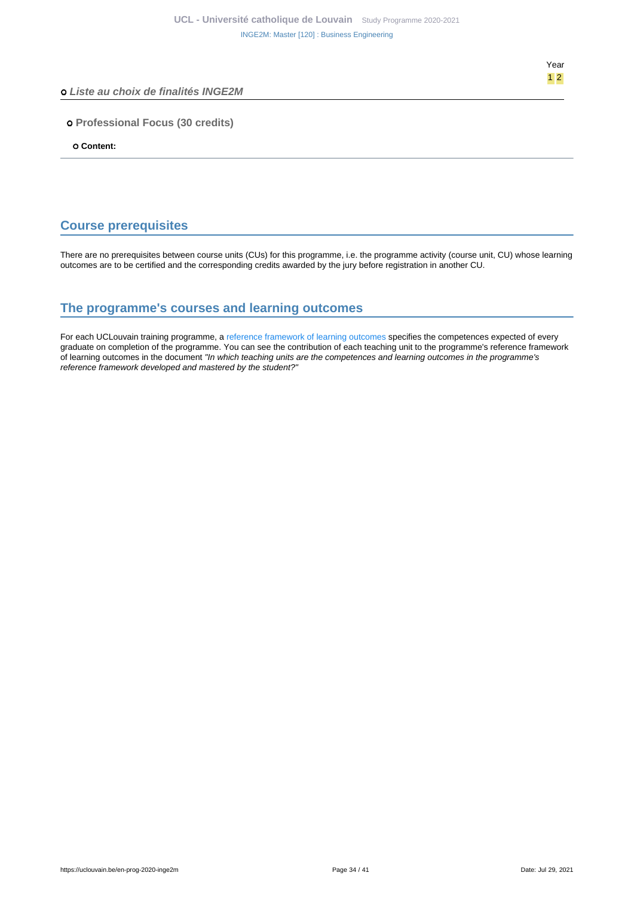Year

1 2

**o *Liste au choix de finalités INGE2M***

**o Professional Focus (30 credits)**

**o Content:**

## Course prerequisites

There are no prerequisites between course units (CUs) for this programme, i.e. the programme activity (course unit, CU) whose learning outcomes are to be certified and the corresponding credits awarded by the jury before registration in another CU.

## The programme's courses and learning outcomes

For each UCLouvain training programme, a reference framework of learning outcomes specifies the competences expected of every graduate on completion of the programme. You can see the contribution of each teaching unit to the programme's reference framework of learning outcomes in the document *"In which teaching units are the competences and learning outcomes in the programme's reference framework developed and mastered by the student?"*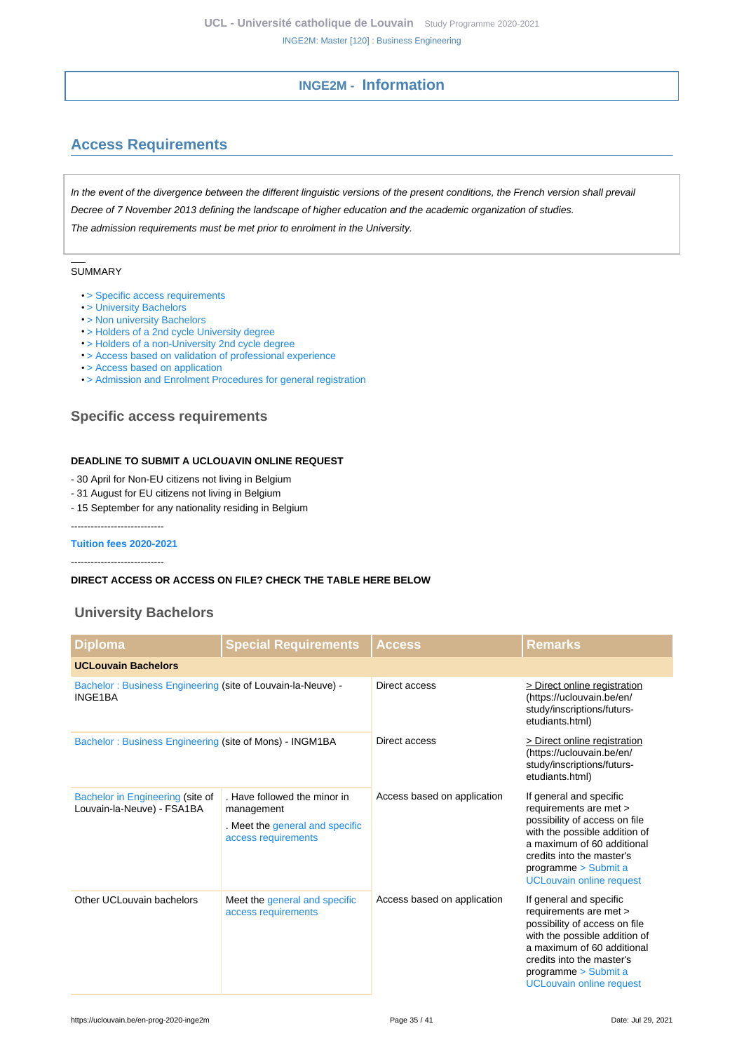# INGE2M - Information

## Access Requirements

*In the event of the divergence between the different linguistic versions of the present conditions, the French version shall prevail*

*Decree of 7 November 2013 defining the landscape of higher education and the academic organization of studies.*

*The admission requirements must be met prior to enrolment in the University.*

SUMMARY

- > Specific access requirements
- > University Bachelors
- > Non university Bachelors
- > Holders of a 2nd cycle University degree
- > Holders of a non-University 2nd cycle degree
- > Access based on validation of professional experience
- > Access based on application
- > Admission and Enrolment Procedures for general registration

### Specific access requirements

**DEADLINE TO SUBMIT A UCLOUAVIN ONLINE REQUEST**

- 30 April for Non-EU citizens not living in Belgium
- 31 August for EU citizens not living in Belgium
- 15 September for any nationality residing in Belgium

----------------------------

**Tuition fees 2020-2021**

----------------------------

**DIRECT ACCESS OR ACCESS ON FILE? CHECK THE TABLE HERE BELOW**

### University Bachelors

| Diploma | Special Requirements | Access | Remarks |
|---|---|---|---|
| **UCLouvain Bachelors** | | | |
| Bachelor : Business Engineering (site of Louvain-la-Neuve) - INGE1BA | | Direct access | > Direct online registration (https://uclouvain.be/en/study/inscriptions/futurs-etudiants.html) |
| Bachelor : Business Engineering (site of Mons) - INGM1BA | | Direct access | > Direct online registration (https://uclouvain.be/en/study/inscriptions/futurs-etudiants.html) |
| Bachelor in Engineering (site of Louvain-la-Neuve) - FSA1BA | . Have followed the minor in management<br>. Meet the general and specific access requirements | Access based on application | If general and specific requirements are met > possibility of access on file with the possible addition of a maximum of 60 additional credits into the master's programme > Submit a UCLouvain online request |
| Other UCLouvain bachelors | Meet the general and specific access requirements | Access based on application | If general and specific requirements are met > possibility of access on file with the possible addition of a maximum of 60 additional credits into the master's programme > Submit a UCLouvain online request |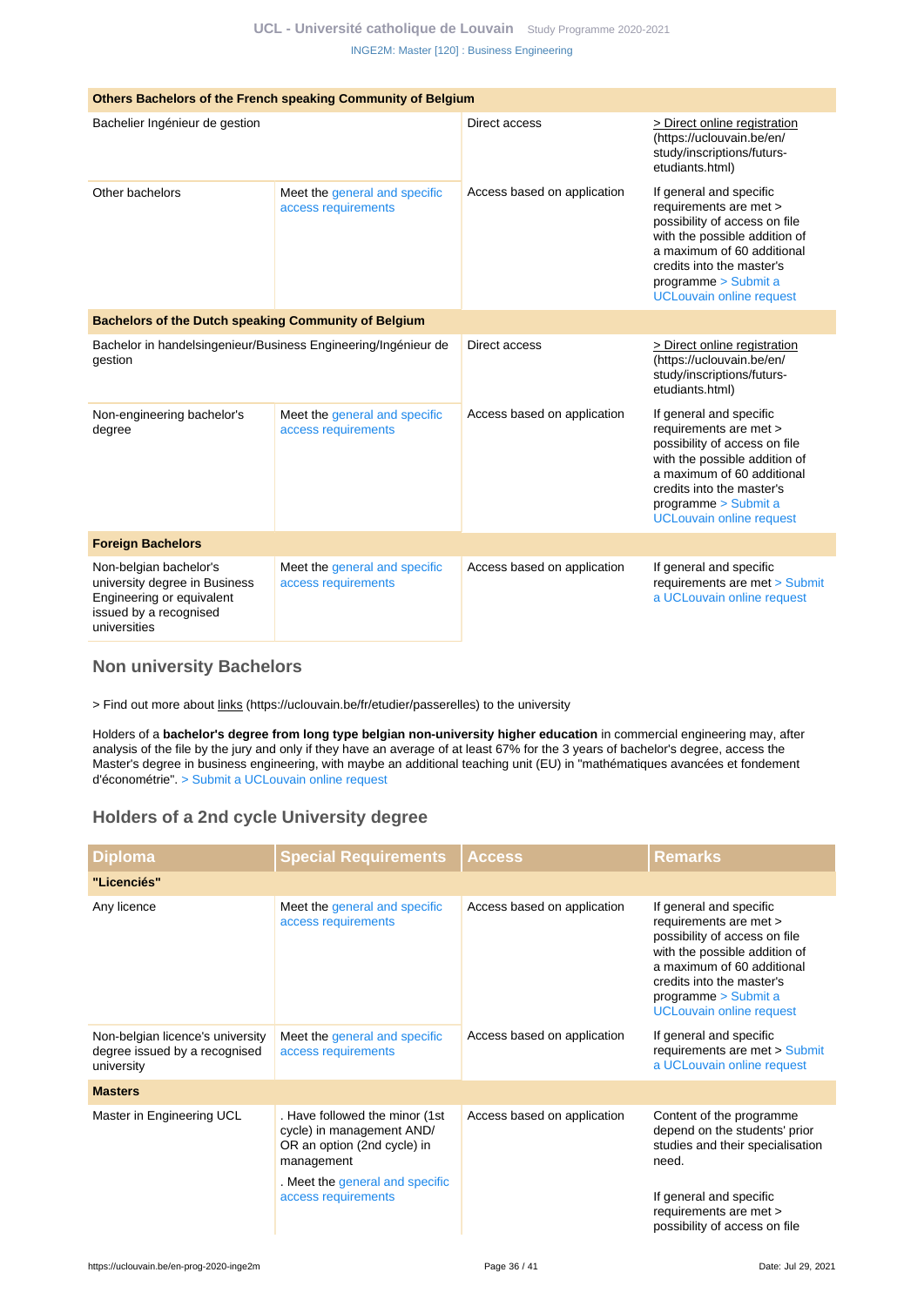| | | | |
|---|---|---|---|
| **Others Bachelors of the French speaking Community of Belgium** | | | |
| Bachelier Ingénieur de gestion | | Direct access | > Direct online registration (https://uclouvain.be/en/study/inscriptions/futurs-etudiants.html) |
| Other bachelors | Meet the general and specific access requirements | Access based on application | If general and specific requirements are met > possibility of access on file with the possible addition of a maximum of 60 additional credits into the master's programme > Submit a UCLouvain online request |
| **Bachelors of the Dutch speaking Community of Belgium** | | | |
| Bachelor in handelsingenieur/Business Engineering/Ingénieur de gestion | | Direct access | > Direct online registration (https://uclouvain.be/en/study/inscriptions/futurs-etudiants.html) |
| Non-engineering bachelor's degree | Meet the general and specific access requirements | Access based on application | If general and specific requirements are met > possibility of access on file with the possible addition of a maximum of 60 additional credits into the master's programme > Submit a UCLouvain online request |
| **Foreign Bachelors** | | | |
| Non-belgian bachelor's university degree in Business Engineering or equivalent issued by a recognised universities | Meet the general and specific access requirements | Access based on application | If general and specific requirements are met > Submit a UCLouvain online request |

## Non university Bachelors

> Find out more about links (https://uclouvain.be/fr/etudier/passerelles) to the university

Holders of a **bachelor's degree from long type belgian non-university higher education** in commercial engineering may, after analysis of the file by the jury and only if they have an average of at least 67% for the 3 years of bachelor's degree, access the Master's degree in business engineering, with maybe an additional teaching unit (EU) in "mathématiques avancées et fondement d'économétrie". > Submit a UCLouvain online request

## Holders of a 2nd cycle University degree

| Diploma | Special Requirements | Access | Remarks |
|---|---|---|---|
| **"Licenciés"** | | | |
| Any licence | Meet the general and specific access requirements | Access based on application | If general and specific requirements are met > possibility of access on file with the possible addition of a maximum of 60 additional credits into the master's programme > Submit a UCLouvain online request |
| Non-belgian licence's university degree issued by a recognised university | Meet the general and specific access requirements | Access based on application | If general and specific requirements are met > Submit a UCLouvain online request |
| **Masters** | | | |
| Master in Engineering UCL | . Have followed the minor (1st cycle) in management AND/OR an option (2nd cycle) in management<br>. Meet the general and specific access requirements | Access based on application | Content of the programme depend on the students' prior studies and their specialisation need.<br><br>If general and specific requirements are met > possibility of access on file |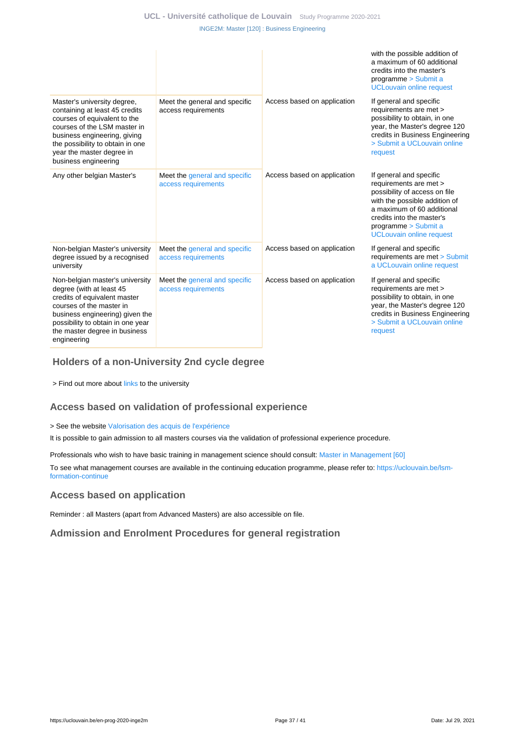| | | | |
|---|---|---|---|
| | | | with the possible addition of a maximum of 60 additional credits into the master's programme > Submit a UCLouvain online request |
| Master's university degree, containing at least 45 credits courses of equivalent to the courses of the LSM master in business engineering, giving the possibility to obtain in one year the master degree in business engineering | Meet the general and specific access requirements | Access based on application | If general and specific requirements are met > possibility to obtain, in one year, the Master's degree 120 credits in Business Engineering > Submit a UCLouvain online request |
| Any other belgian Master's | Meet the general and specific access requirements | Access based on application | If general and specific requirements are met > possibility of access on file with the possible addition of a maximum of 60 additional credits into the master's programme > Submit a UCLouvain online request |
| Non-belgian Master's university degree issued by a recognised university | Meet the general and specific access requirements | Access based on application | If general and specific requirements are met > Submit a UCLouvain online request |
| Non-belgian master's university degree (with at least 45 credits of equivalent master courses of the master in business engineering) given the possibility to obtain in one year the master degree in business engineering | Meet the general and specific access requirements | Access based on application | If general and specific requirements are met > possibility to obtain, in one year, the Master's degree 120 credits in Business Engineering > Submit a UCLouvain online request |

### Holders of a non-University 2nd cycle degree

> Find out more about links to the university

## Access based on validation of professional experience

> See the website Valorisation des acquis de l'expérience

It is possible to gain admission to all masters courses via the validation of professional experience procedure.

Professionals who wish to have basic training in management science should consult: Master in Management [60]

To see what management courses are available in the continuing education programme, please refer to: https://uclouvain.be/lsm-formation-continue

## Access based on application

Reminder : all Masters (apart from Advanced Masters) are also accessible on file.

## Admission and Enrolment Procedures for general registration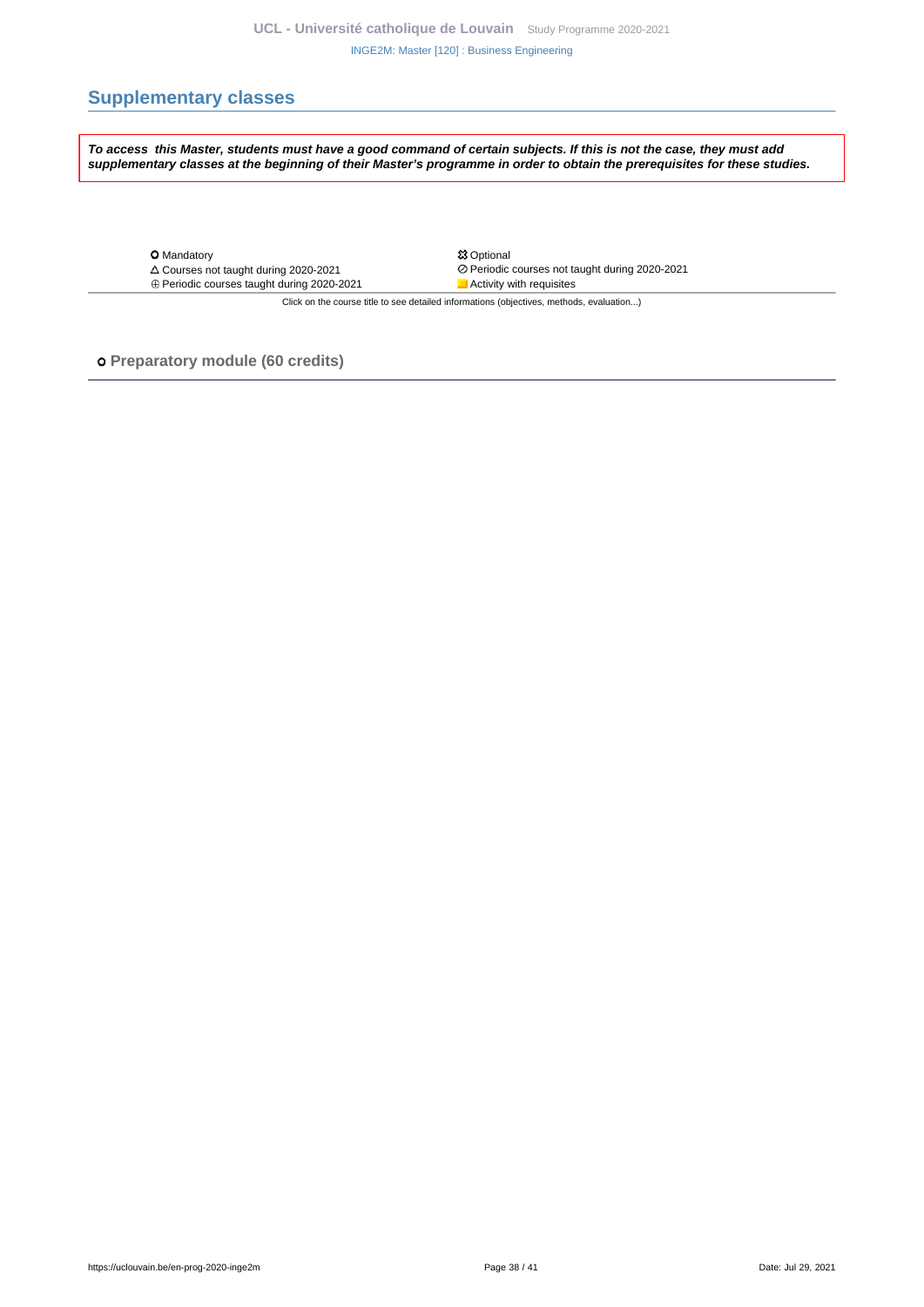## Supplementary classes

***To access  this Master, students must have a good command of certain subjects. If this is not the case, they must add supplementary classes at the beginning of their Master's programme in order to obtain the prerequisites for these studies.***

| | |
|---|---|
| ⭘ Mandatory | 🞵 Optional |
| △ Courses not taught during 2020-2021 | ⊘ Periodic courses not taught during 2020-2021 |
| ⊕ Periodic courses taught during 2020-2021 | Activity with requisites |

Click on the course title to see detailed informations (objectives, methods, evaluation...)

### o Preparatory module (60 credits)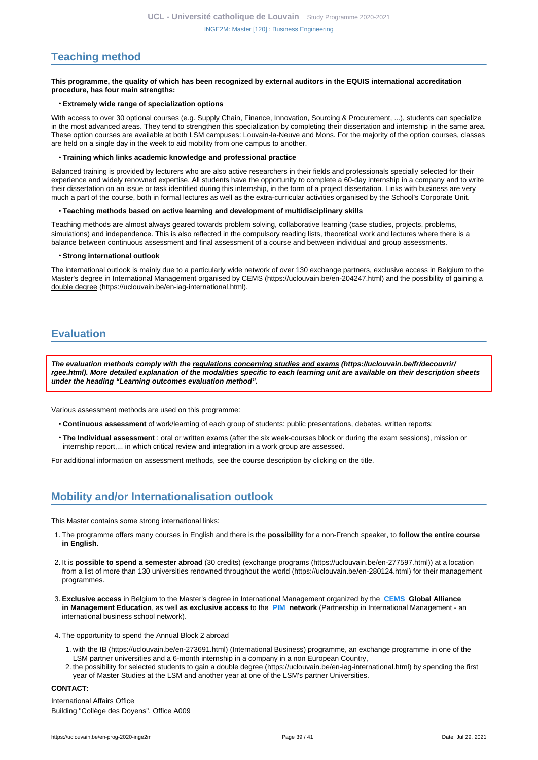## Teaching method

**This programme, the quality of which has been recognized by external auditors in the EQUIS international accreditation procedure, has four main strengths:**

- **Extremely wide range of specialization options**

With access to over 30 optional courses (e.g. Supply Chain, Finance, Innovation, Sourcing & Procurement, ...), students can specialize in the most advanced areas. They tend to strengthen this specialization by completing their dissertation and internship in the same area. These option courses are available at both LSM campuses: Louvain-la-Neuve and Mons. For the majority of the option courses, classes are held on a single day in the week to aid mobility from one campus to another.

- **Training which links academic knowledge and professional practice**

Balanced training is provided by lecturers who are also active researchers in their fields and professionals specially selected for their experience and widely renowned expertise. All students have the opportunity to complete a 60-day internship in a company and to write their dissertation on an issue or task identified during this internship, in the form of a project dissertation. Links with business are very much a part of the course, both in formal lectures as well as the extra-curricular activities organised by the School's Corporate Unit.

- **Teaching methods based on active learning and development of multidisciplinary skills**

Teaching methods are almost always geared towards problem solving, collaborative learning (case studies, projects, problems, simulations) and independence. This is also reflected in the compulsory reading lists, theoretical work and lectures where there is a balance between continuous assessment and final assessment of a course and between individual and group assessments.

- **Strong international outlook**

The international outlook is mainly due to a particularly wide network of over 130 exchange partners, exclusive access in Belgium to the Master's degree in International Management organised by CEMS (https://uclouvain.be/en-204247.html) and the possibility of gaining a double degree (https://uclouvain.be/en-iag-international.html).

## Evaluation

***The evaluation methods comply with the regulations concerning studies and exams (https://uclouvain.be/fr/decouvrir/rgee.html). More detailed explanation of the modalities specific to each learning unit are available on their description sheets under the heading "Learning outcomes evaluation method".***

Various assessment methods are used on this programme:

- **Continuous assessment** of work/learning of each group of students: public presentations, debates, written reports;
- **The Individual assessment** : oral or written exams (after the six week-courses block or during the exam sessions), mission or internship report,... in which critical review and integration in a work group are assessed.

For additional information on assessment methods, see the course description by clicking on the title.

## Mobility and/or Internationalisation outlook

This Master contains some strong international links:

1. The programme offers many courses in English and there is the **possibility** for a non-French speaker, to **follow the entire course in English**.
2. It is **possible to spend a semester abroad** (30 credits) (exchange programs (https://uclouvain.be/en-277597.html)) at a location from a list of more than 130 universities renowned throughout the world (https://uclouvain.be/en-280124.html) for their management programmes.
3. **Exclusive access** in Belgium to the Master's degree in International Management organized by the **CEMS Global Alliance in Management Education**, as well **as exclusive access** to the **PIM network** (Partnership in International Management - an international business school network).
4. The opportunity to spend the Annual Block 2 abroad
   1. with the IB (https://uclouvain.be/en-273691.html) (International Business) programme, an exchange programme in one of the LSM partner universities and a 6-month internship in a company in a non European Country,
   2. the possibility for selected students to gain a double degree (https://uclouvain.be/en-iag-international.html) by spending the first year of Master Studies at the LSM and another year at one of the LSM's partner Universities.

**CONTACT:**

International Affairs Office
Building "Collège des Doyens", Office A009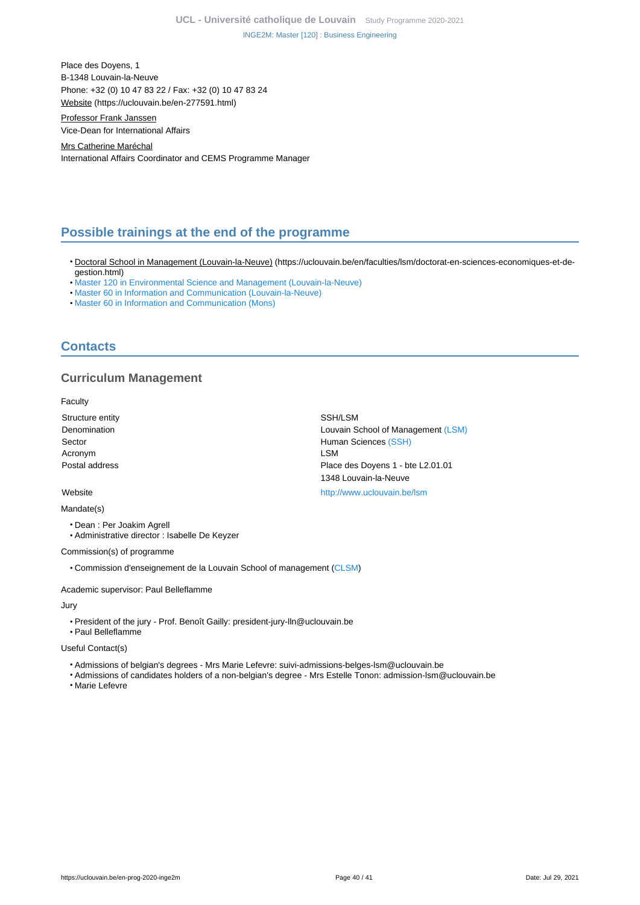Place des Doyens, 1
B-1348 Louvain-la-Neuve
Phone: +32 (0) 10 47 83 22 / Fax: +32 (0) 10 47 83 24
Website (https://uclouvain.be/en-277591.html)

Professor Frank Janssen
Vice-Dean for International Affairs

Mrs Catherine Maréchal
International Affairs Coordinator and CEMS Programme Manager

## Possible trainings at the end of the programme

- Doctoral School in Management (Louvain-la-Neuve) (https://uclouvain.be/en/faculties/lsm/doctorat-en-sciences-economiques-et-de-gestion.html)
- Master 120 in Environmental Science and Management (Louvain-la-Neuve)
- Master 60 in Information and Communication (Louvain-la-Neuve)
- Master 60 in Information and Communication (Mons)

## Contacts

### Curriculum Management

Faculty

| | |
|---|---|
| Structure entity | SSH/LSM |
| Denomination | Louvain School of Management (LSM) |
| Sector | Human Sciences (SSH) |
| Acronym | LSM |
| Postal address | Place des Doyens 1 - bte L2.01.01<br>1348 Louvain-la-Neuve |
| Website | http://www.uclouvain.be/lsm |

Mandate(s)

- Dean : Per Joakim Agrell
- Administrative director : Isabelle De Keyzer

Commission(s) of programme

- Commission d'enseignement de la Louvain School of management (CLSM)

Academic supervisor: Paul Belleflamme

Jury

- President of the jury - Prof. Benoît Gailly: president-jury-lln@uclouvain.be
- Paul Belleflamme

Useful Contact(s)

- Admissions of belgian's degrees - Mrs Marie Lefevre: suivi-admissions-belges-lsm@uclouvain.be
- Admissions of candidates holders of a non-belgian's degree - Mrs Estelle Tonon: admission-lsm@uclouvain.be
- Marie Lefevre